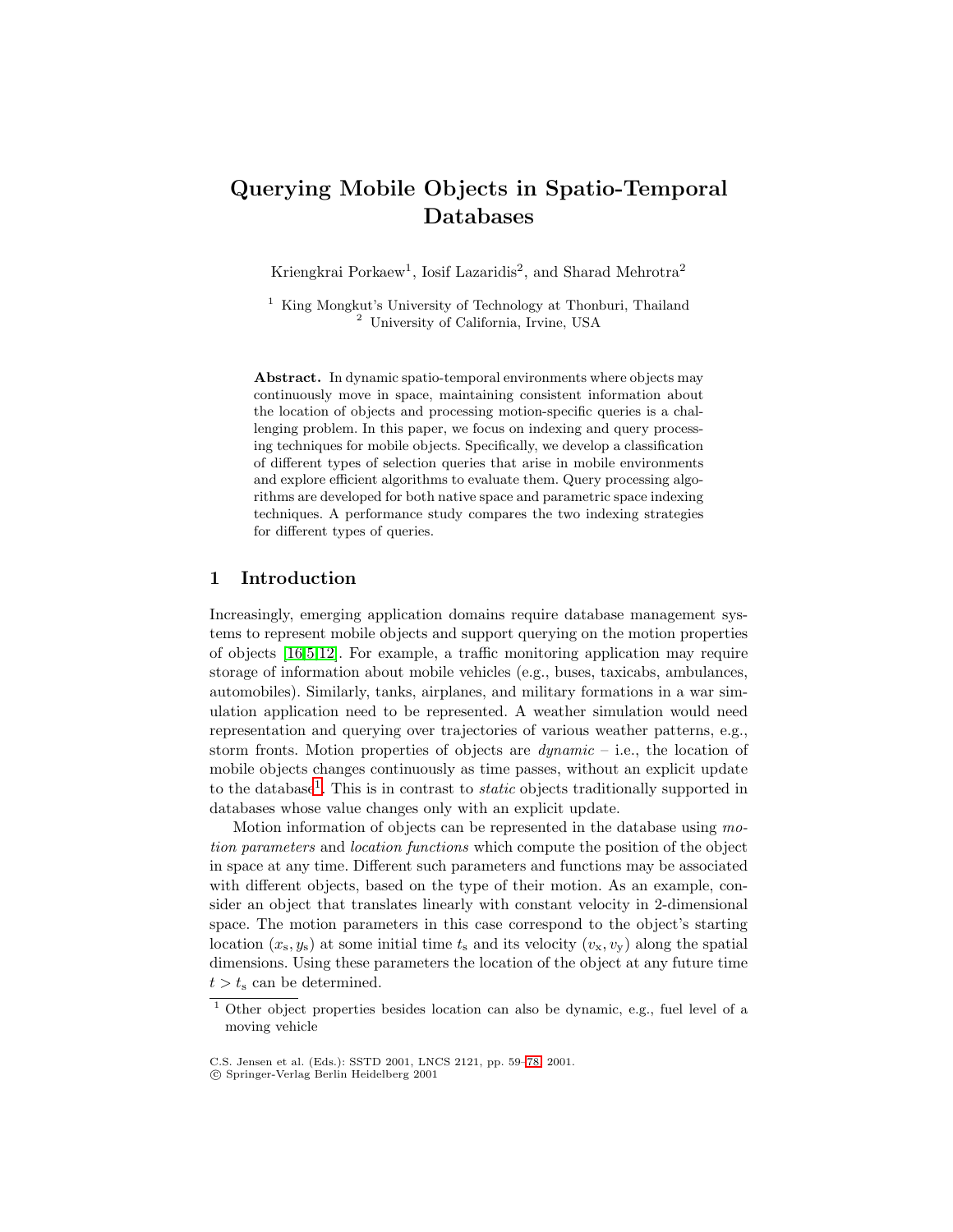# Querying Mobile Objects in Spatio-Temporal Databases

Kriengkrai Porkaew[1], Iosif Lazaridis[2], and Sharad Mehrotra[2]

[1] King Mongkut's University of Technology at Thonburi, Thailand
[2] University of California, Irvine, USA

**Abstract.** In dynamic spatio-temporal environments where objects may continuously move in space, maintaining consistent information about the location of objects and processing motion-specific queries is a challenging problem. In this paper, we focus on indexing and query processing techniques for mobile objects. Specifically, we develop a classification of different types of selection queries that arise in mobile environments and explore efficient algorithms to evaluate them. Query processing algorithms are developed for both native space and parametric space indexing techniques. A performance study compares the two indexing strategies for different types of queries.

## 1 Introduction

Increasingly, emerging application domains require database management systems to represent mobile objects and support querying on the motion properties of objects [16,5,12]. For example, a traffic monitoring application may require storage of information about mobile vehicles (e.g., buses, taxicabs, ambulances, automobiles). Similarly, tanks, airplanes, and military formations in a war simulation application need to be represented. A weather simulation would need representation and querying over trajectories of various weather patterns, e.g., storm fronts. Motion properties of objects are *dynamic* – i.e., the location of mobile objects changes continuously as time passes, without an explicit update to the database[1]. This is in contrast to *static* objects traditionally supported in databases whose value changes only with an explicit update.

Motion information of objects can be represented in the database using *motion parameters* and *location functions* which compute the position of the object in space at any time. Different such parameters and functions may be associated with different objects, based on the type of their motion. As an example, consider an object that translates linearly with constant velocity in 2-dimensional space. The motion parameters in this case correspond to the object's starting location $(x_s, y_s)$ at some initial time $t_s$ and its velocity $(v_x, v_y)$ along the spatial dimensions. Using these parameters the location of the object at any future time $t > t_s$ can be determined.

[1] Other object properties besides location can also be dynamic, e.g., fuel level of a moving vehicle

C.S. Jensen et al. (Eds.): SSTD 2001, LNCS 2121, pp. 59–78, 2001.
© Springer-Verlag Berlin Heidelberg 2001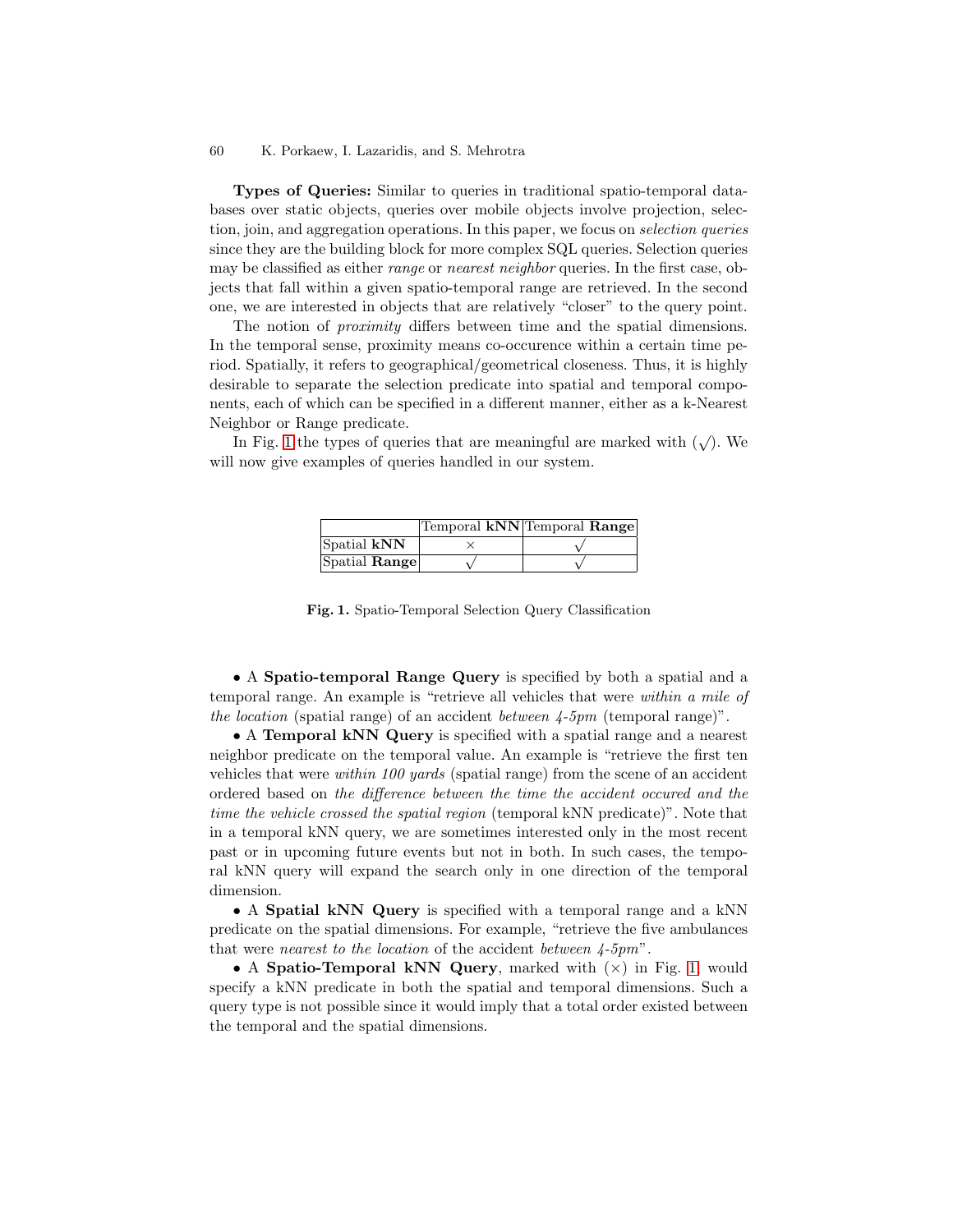**Types of Queries:** Similar to queries in traditional spatio-temporal databases over static objects, queries over mobile objects involve projection, selection, join, and aggregation operations. In this paper, we focus on *selection queries* since they are the building block for more complex SQL queries. Selection queries may be classified as either *range* or *nearest neighbor* queries. In the first case, objects that fall within a given spatio-temporal range are retrieved. In the second one, we are interested in objects that are relatively "closer" to the query point.

The notion of *proximity* differs between time and the spatial dimensions. In the temporal sense, proximity means co-occurence within a certain time period. Spatially, it refers to geographical/geometrical closeness. Thus, it is highly desirable to separate the selection predicate into spatial and temporal components, each of which can be specified in a different manner, either as a k-Nearest Neighbor or Range predicate.

In Fig. 1 the types of queries that are meaningful are marked with ($\surd$). We will now give examples of queries handled in our system.

| | Temporal **kNN** | Temporal **Range** |
|---|---|---|
| Spatial **kNN** | $\times$ | $\surd$ |
| Spatial **Range** | $\surd$ | $\surd$ |

**Fig. 1.** Spatio-Temporal Selection Query Classification

- A **Spatio-temporal Range Query** is specified by both a spatial and a temporal range. An example is "retrieve all vehicles that were *within a mile of the location* (spatial range) of an accident *between 4-5pm* (temporal range)".
- A **Temporal kNN Query** is specified with a spatial range and a nearest neighbor predicate on the temporal value. An example is "retrieve the first ten vehicles that were *within 100 yards* (spatial range) from the scene of an accident ordered based on *the difference between the time the accident occured and the time the vehicle crossed the spatial region* (temporal kNN predicate)". Note that in a temporal kNN query, we are sometimes interested only in the most recent past or in upcoming future events but not in both. In such cases, the temporal kNN query will expand the search only in one direction of the temporal dimension.
- A **Spatial kNN Query** is specified with a temporal range and a kNN predicate on the spatial dimensions. For example, "retrieve the five ambulances that were *nearest to the location* of the accident *between 4-5pm*".
- A **Spatio-Temporal kNN Query**, marked with ($\times$) in Fig. 1, would specify a kNN predicate in both the spatial and temporal dimensions. Such a query type is not possible since it would imply that a total order existed between the temporal and the spatial dimensions.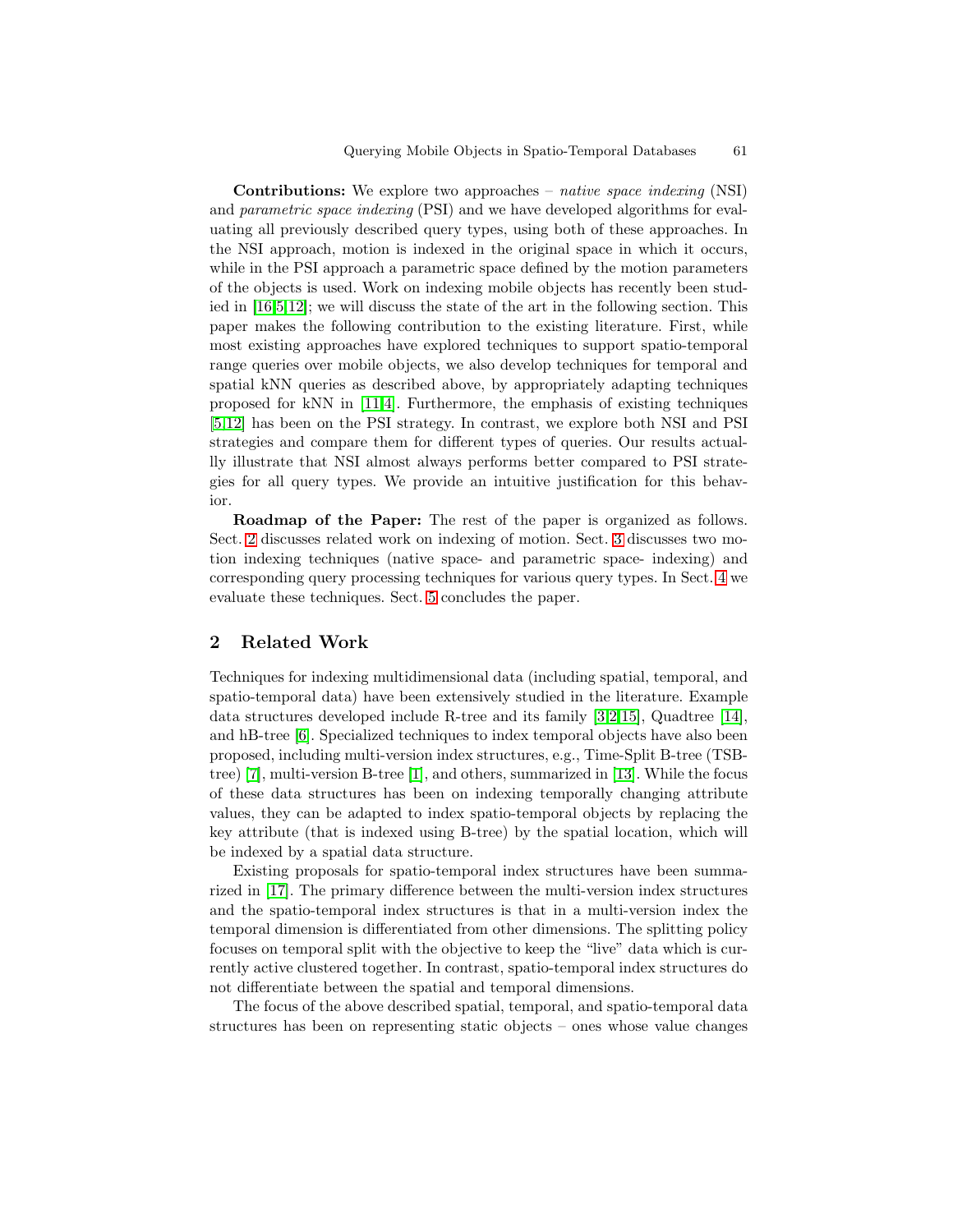**Contributions:** We explore two approaches – *native space indexing* (NSI) and *parametric space indexing* (PSI) and we have developed algorithms for evaluating all previously described query types, using both of these approaches. In the NSI approach, motion is indexed in the original space in which it occurs, while in the PSI approach a parametric space defined by the motion parameters of the objects is used. Work on indexing mobile objects has recently been studied in [16,5,12]; we will discuss the state of the art in the following section. This paper makes the following contribution to the existing literature. First, while most existing approaches have explored techniques to support spatio-temporal range queries over mobile objects, we also develop techniques for temporal and spatial kNN queries as described above, by appropriately adapting techniques proposed for kNN in [11,4]. Furthermore, the emphasis of existing techniques [5,12] has been on the PSI strategy. In contrast, we explore both NSI and PSI strategies and compare them for different types of queries. Our results actually illustrate that NSI almost always performs better compared to PSI strategies for all query types. We provide an intuitive justification for this behavior.

**Roadmap of the Paper:** The rest of the paper is organized as follows. Sect. 2 discusses related work on indexing of motion. Sect. 3 discusses two motion indexing techniques (native space- and parametric space- indexing) and corresponding query processing techniques for various query types. In Sect. 4 we evaluate these techniques. Sect. 5 concludes the paper.

## 2 Related Work

Techniques for indexing multidimensional data (including spatial, temporal, and spatio-temporal data) have been extensively studied in the literature. Example data structures developed include R-tree and its family [3,2,15], Quadtree [14], and hB-tree [6]. Specialized techniques to index temporal objects have also been proposed, including multi-version index structures, e.g., Time-Split B-tree (TSB-tree) [7], multi-version B-tree [1], and others, summarized in [13]. While the focus of these data structures has been on indexing temporally changing attribute values, they can be adapted to index spatio-temporal objects by replacing the key attribute (that is indexed using B-tree) by the spatial location, which will be indexed by a spatial data structure.

Existing proposals for spatio-temporal index structures have been summarized in [17]. The primary difference between the multi-version index structures and the spatio-temporal index structures is that in a multi-version index the temporal dimension is differentiated from other dimensions. The splitting policy focuses on temporal split with the objective to keep the "live" data which is currently active clustered together. In contrast, spatio-temporal index structures do not differentiate between the spatial and temporal dimensions.

The focus of the above described spatial, temporal, and spatio-temporal data structures has been on representing static objects – ones whose value changes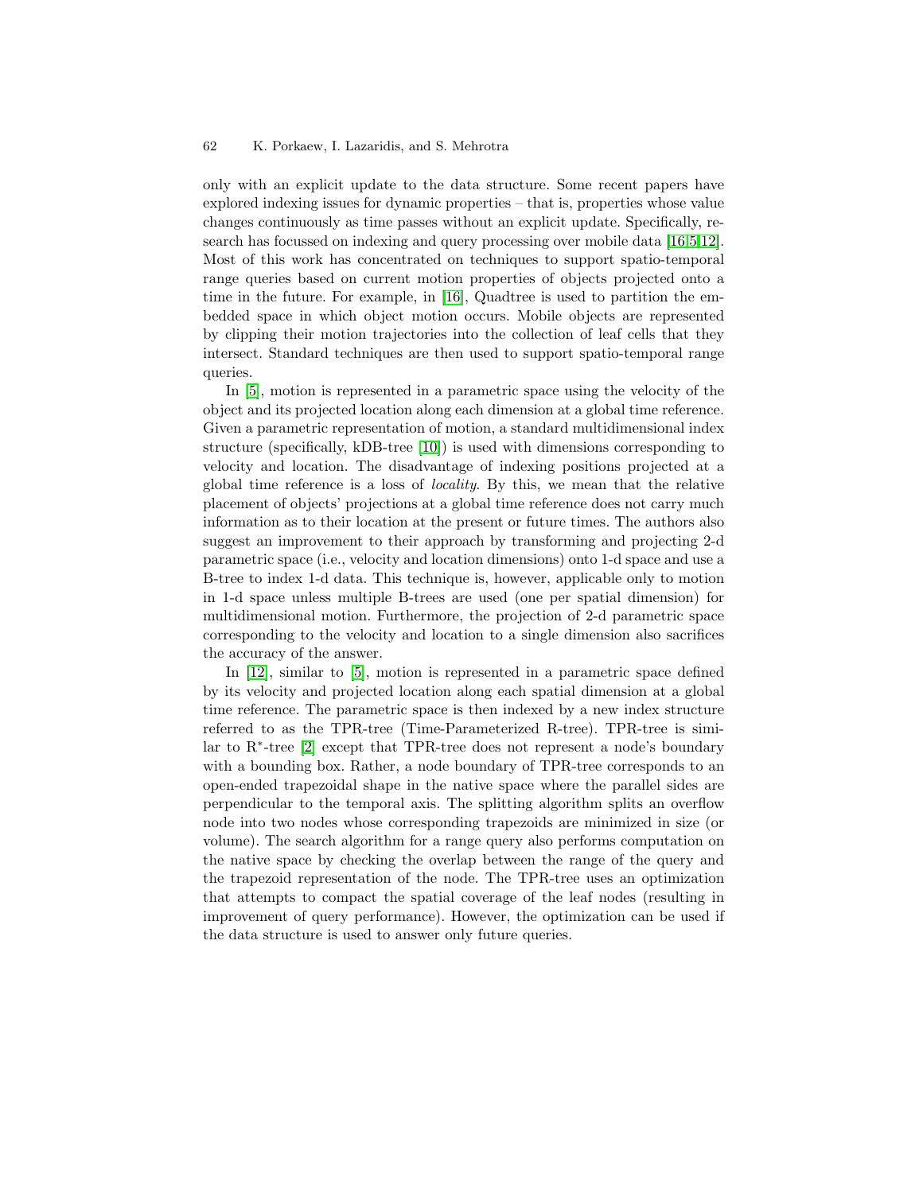only with an explicit update to the data structure. Some recent papers have explored indexing issues for dynamic properties – that is, properties whose value changes continuously as time passes without an explicit update. Specifically, research has focussed on indexing and query processing over mobile data [16,5,12]. Most of this work has concentrated on techniques to support spatio-temporal range queries based on current motion properties of objects projected onto a time in the future. For example, in [16], Quadtree is used to partition the embedded space in which object motion occurs. Mobile objects are represented by clipping their motion trajectories into the collection of leaf cells that they intersect. Standard techniques are then used to support spatio-temporal range queries.

In [5], motion is represented in a parametric space using the velocity of the object and its projected location along each dimension at a global time reference. Given a parametric representation of motion, a standard multidimensional index structure (specifically, kDB-tree [10]) is used with dimensions corresponding to velocity and location. The disadvantage of indexing positions projected at a global time reference is a loss of *locality*. By this, we mean that the relative placement of objects' projections at a global time reference does not carry much information as to their location at the present or future times. The authors also suggest an improvement to their approach by transforming and projecting 2-d parametric space (i.e., velocity and location dimensions) onto 1-d space and use a B-tree to index 1-d data. This technique is, however, applicable only to motion in 1-d space unless multiple B-trees are used (one per spatial dimension) for multidimensional motion. Furthermore, the projection of 2-d parametric space corresponding to the velocity and location to a single dimension also sacrifices the accuracy of the answer.

In [12], similar to [5], motion is represented in a parametric space defined by its velocity and projected location along each spatial dimension at a global time reference. The parametric space is then indexed by a new index structure referred to as the TPR-tree (Time-Parameterized R-tree). TPR-tree is similar to R$^*$-tree [2] except that TPR-tree does not represent a node's boundary with a bounding box. Rather, a node boundary of TPR-tree corresponds to an open-ended trapezoidal shape in the native space where the parallel sides are perpendicular to the temporal axis. The splitting algorithm splits an overflow node into two nodes whose corresponding trapezoids are minimized in size (or volume). The search algorithm for a range query also performs computation on the native space by checking the overlap between the range of the query and the trapezoid representation of the node. The TPR-tree uses an optimization that attempts to compact the spatial coverage of the leaf nodes (resulting in improvement of query performance). However, the optimization can be used if the data structure is used to answer only future queries.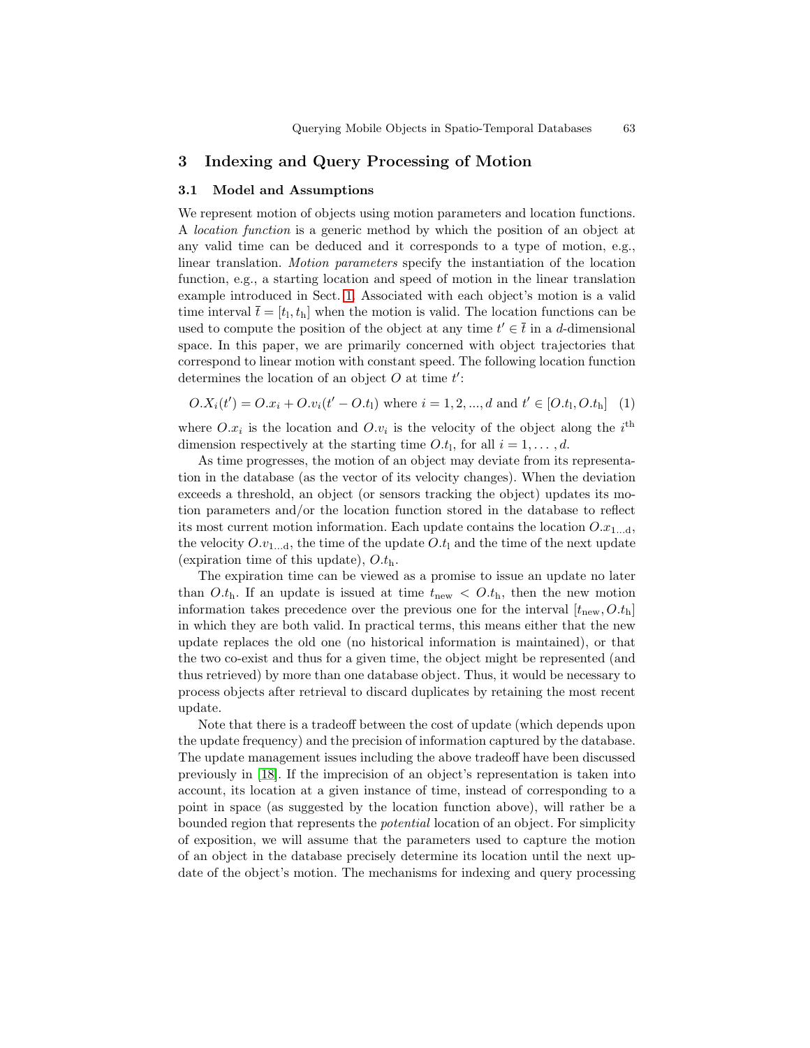## 3 Indexing and Query Processing of Motion

### 3.1 Model and Assumptions

We represent motion of objects using motion parameters and location functions. A *location function* is a generic method by which the position of an object at any valid time can be deduced and it corresponds to a type of motion, e.g., linear translation. *Motion parameters* specify the instantiation of the location function, e.g., a starting location and speed of motion in the linear translation example introduced in Sect. 1. Associated with each object's motion is a valid time interval $\bar{t} = [t_\mathrm{l}, t_\mathrm{h}]$ when the motion is valid. The location functions can be used to compute the position of the object at any time $t' \in \bar{t}$ in a $d$-dimensional space. In this paper, we are primarily concerned with object trajectories that correspond to linear motion with constant speed. The following location function determines the location of an object $O$ at time $t'$:

$$O.X_i(t') = O.x_i + O.v_i(t' - O.t_\mathrm{l}) \text{ where } i = 1, 2, ..., d \text{ and } t' \in [O.t_\mathrm{l}, O.t_\mathrm{h}] \quad (1)$$

where $O.x_i$ is the location and $O.v_i$ is the velocity of the object along the $i^{\mathrm{th}}$ dimension respectively at the starting time $O.t_\mathrm{l}$, for all $i = 1, \ldots, d$.

As time progresses, the motion of an object may deviate from its representation in the database (as the vector of its velocity changes). When the deviation exceeds a threshold, an object (or sensors tracking the object) updates its motion parameters and/or the location function stored in the database to reflect its most current motion information. Each update contains the location $O.x_{1\ldots\mathrm{d}}$, the velocity $O.v_{1\ldots\mathrm{d}}$, the time of the update $O.t_\mathrm{l}$ and the time of the next update (expiration time of this update), $O.t_\mathrm{h}$.

The expiration time can be viewed as a promise to issue an update no later than $O.t_\mathrm{h}$. If an update is issued at time $t_{\mathrm{new}} < O.t_\mathrm{h}$, then the new motion information takes precedence over the previous one for the interval $[t_{\mathrm{new}}, O.t_\mathrm{h}]$ in which they are both valid. In practical terms, this means either that the new update replaces the old one (no historical information is maintained), or that the two co-exist and thus for a given time, the object might be represented (and thus retrieved) by more than one database object. Thus, it would be necessary to process objects after retrieval to discard duplicates by retaining the most recent update.

Note that there is a tradeoff between the cost of update (which depends upon the update frequency) and the precision of information captured by the database. The update management issues including the above tradeoff have been discussed previously in [18]. If the imprecision of an object's representation is taken into account, its location at a given instance of time, instead of corresponding to a point in space (as suggested by the location function above), will rather be a bounded region that represents the *potential* location of an object. For simplicity of exposition, we will assume that the parameters used to capture the motion of an object in the database precisely determine its location until the next update of the object's motion. The mechanisms for indexing and query processing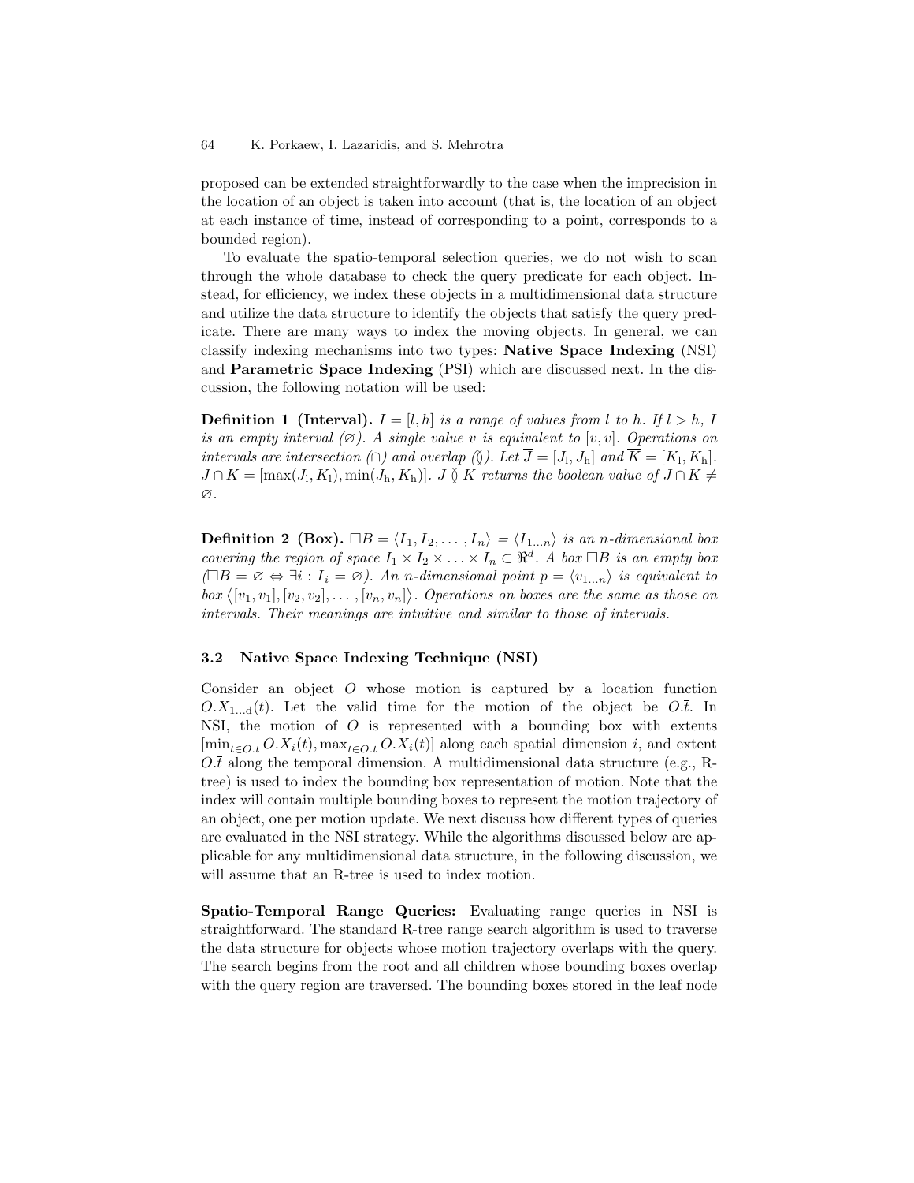proposed can be extended straightforwardly to the case when the imprecision in the location of an object is taken into account (that is, the location of an object at each instance of time, instead of corresponding to a point, corresponds to a bounded region).

To evaluate the spatio-temporal selection queries, we do not wish to scan through the whole database to check the query predicate for each object. Instead, for efficiency, we index these objects in a multidimensional data structure and utilize the data structure to identify the objects that satisfy the query predicate. There are many ways to index the moving objects. In general, we can classify indexing mechanisms into two types: **Native Space Indexing** (NSI) and **Parametric Space Indexing** (PSI) which are discussed next. In the discussion, the following notation will be used:

**Definition 1 (Interval).** *$\overline{I} = [l, h]$ is a range of values from $l$ to $h$. If $l > h$, $I$ is an empty interval ($\varnothing$). A single value $v$ is equivalent to $[v, v]$. Operations on intervals are intersection ($\cap$) and overlap ($\between$). Let $\overline{J} = [J_\mathrm{l}, J_\mathrm{h}]$ and $\overline{K} = [K_\mathrm{l}, K_\mathrm{h}]$. $\overline{J} \cap \overline{K} = [\max(J_\mathrm{l}, K_\mathrm{l}), \min(J_\mathrm{h}, K_\mathrm{h})]$. $\overline{J} \between \overline{K}$ returns the boolean value of $\overline{J} \cap \overline{K} \neq \varnothing$.*

**Definition 2 (Box).** *$\Box B = \langle \overline{I}_1, \overline{I}_2, \ldots, \overline{I}_n \rangle = \langle \overline{I}_{1\ldots n} \rangle$ is an n-dimensional box covering the region of space $I_1 \times I_2 \times \ldots \times I_n \subset \Re^d$. A box $\Box B$ is an empty box ($\Box B = \varnothing \Leftrightarrow \exists i : \overline{I}_i = \varnothing$). An n-dimensional point $p = \langle v_{1\ldots n} \rangle$ is equivalent to box $\langle [v_1, v_1], [v_2, v_2], \ldots, [v_n, v_n] \rangle$. Operations on boxes are the same as those on intervals. Their meanings are intuitive and similar to those of intervals.*

### 3.2 Native Space Indexing Technique (NSI)

Consider an object $O$ whose motion is captured by a location function $O.X_{1\ldots\mathrm{d}}(t)$. Let the valid time for the motion of the object be $O.\overline{t}$. In NSI, the motion of $O$ is represented with a bounding box with extents $[\min_{t \in O.\overline{t}} O.X_i(t), \max_{t \in O.\overline{t}} O.X_i(t)]$ along each spatial dimension $i$, and extent $O.\overline{t}$ along the temporal dimension. A multidimensional data structure (e.g., R-tree) is used to index the bounding box representation of motion. Note that the index will contain multiple bounding boxes to represent the motion trajectory of an object, one per motion update. We next discuss how different types of queries are evaluated in the NSI strategy. While the algorithms discussed below are applicable for any multidimensional data structure, in the following discussion, we will assume that an R-tree is used to index motion.

**Spatio-Temporal Range Queries:** Evaluating range queries in NSI is straightforward. The standard R-tree range search algorithm is used to traverse the data structure for objects whose motion trajectory overlaps with the query. The search begins from the root and all children whose bounding boxes overlap with the query region are traversed. The bounding boxes stored in the leaf node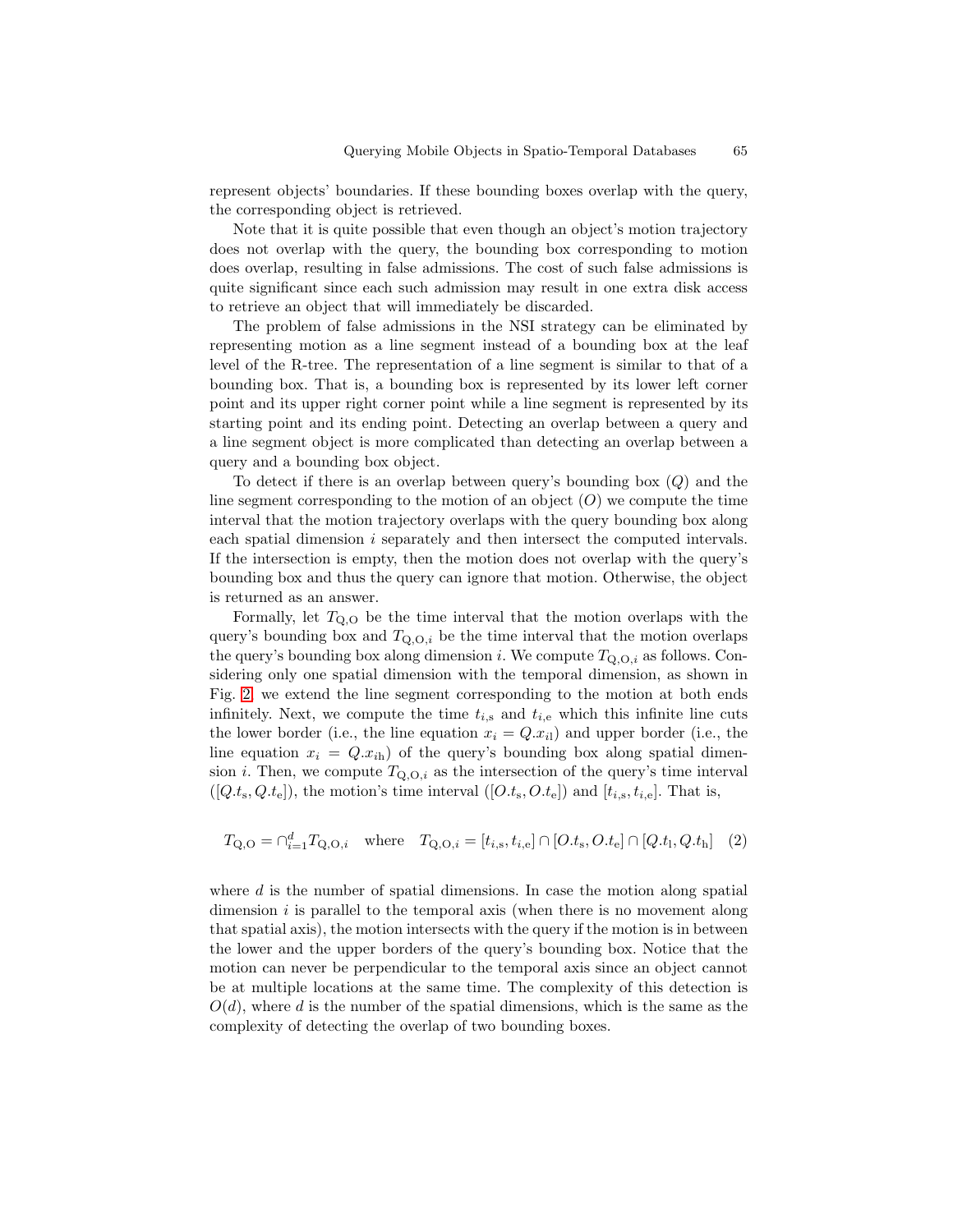represent objects' boundaries. If these bounding boxes overlap with the query, the corresponding object is retrieved.

Note that it is quite possible that even though an object's motion trajectory does not overlap with the query, the bounding box corresponding to motion does overlap, resulting in false admissions. The cost of such false admissions is quite significant since each such admission may result in one extra disk access to retrieve an object that will immediately be discarded.

The problem of false admissions in the NSI strategy can be eliminated by representing motion as a line segment instead of a bounding box at the leaf level of the R-tree. The representation of a line segment is similar to that of a bounding box. That is, a bounding box is represented by its lower left corner point and its upper right corner point while a line segment is represented by its starting point and its ending point. Detecting an overlap between a query and a line segment object is more complicated than detecting an overlap between a query and a bounding box object.

To detect if there is an overlap between query's bounding box ($Q$) and the line segment corresponding to the motion of an object ($O$) we compute the time interval that the motion trajectory overlaps with the query bounding box along each spatial dimension $i$ separately and then intersect the computed intervals. If the intersection is empty, then the motion does not overlap with the query's bounding box and thus the query can ignore that motion. Otherwise, the object is returned as an answer.

Formally, let $T_{\mathrm{Q,O}}$ be the time interval that the motion overlaps with the query's bounding box and $T_{\mathrm{Q,O},i}$ be the time interval that the motion overlaps the query's bounding box along dimension $i$. We compute $T_{\mathrm{Q,O},i}$ as follows. Considering only one spatial dimension with the temporal dimension, as shown in Fig. 2, we extend the line segment corresponding to the motion at both ends infinitely. Next, we compute the time $t_{i,\mathrm{s}}$ and $t_{i,\mathrm{e}}$ which this infinite line cuts the lower border (i.e., the line equation $x_i = Q.x_{i\mathrm{l}}$) and upper border (i.e., the line equation $x_i = Q.x_{i\mathrm{h}}$) of the query's bounding box along spatial dimension $i$. Then, we compute $T_{\mathrm{Q,O},i}$ as the intersection of the query's time interval ($[Q.t_{\mathrm{s}}, Q.t_{\mathrm{e}}]$), the motion's time interval ($[O.t_{\mathrm{s}}, O.t_{\mathrm{e}}]$) and $[t_{i,\mathrm{s}}, t_{i,\mathrm{e}}]$. That is,

$$T_{\mathrm{Q,O}} = \cap_{i=1}^{d} T_{\mathrm{Q,O},i} \quad \text{where} \quad T_{\mathrm{Q,O},i} = [t_{i,\mathrm{s}}, t_{i,\mathrm{e}}] \cap [O.t_{\mathrm{s}}, O.t_{\mathrm{e}}] \cap [Q.t_{\mathrm{l}}, Q.t_{\mathrm{h}}] \quad (2)$$

where $d$ is the number of spatial dimensions. In case the motion along spatial dimension $i$ is parallel to the temporal axis (when there is no movement along that spatial axis), the motion intersects with the query if the motion is in between the lower and the upper borders of the query's bounding box. Notice that the motion can never be perpendicular to the temporal axis since an object cannot be at multiple locations at the same time. The complexity of this detection is $O(d)$, where $d$ is the number of the spatial dimensions, which is the same as the complexity of detecting the overlap of two bounding boxes.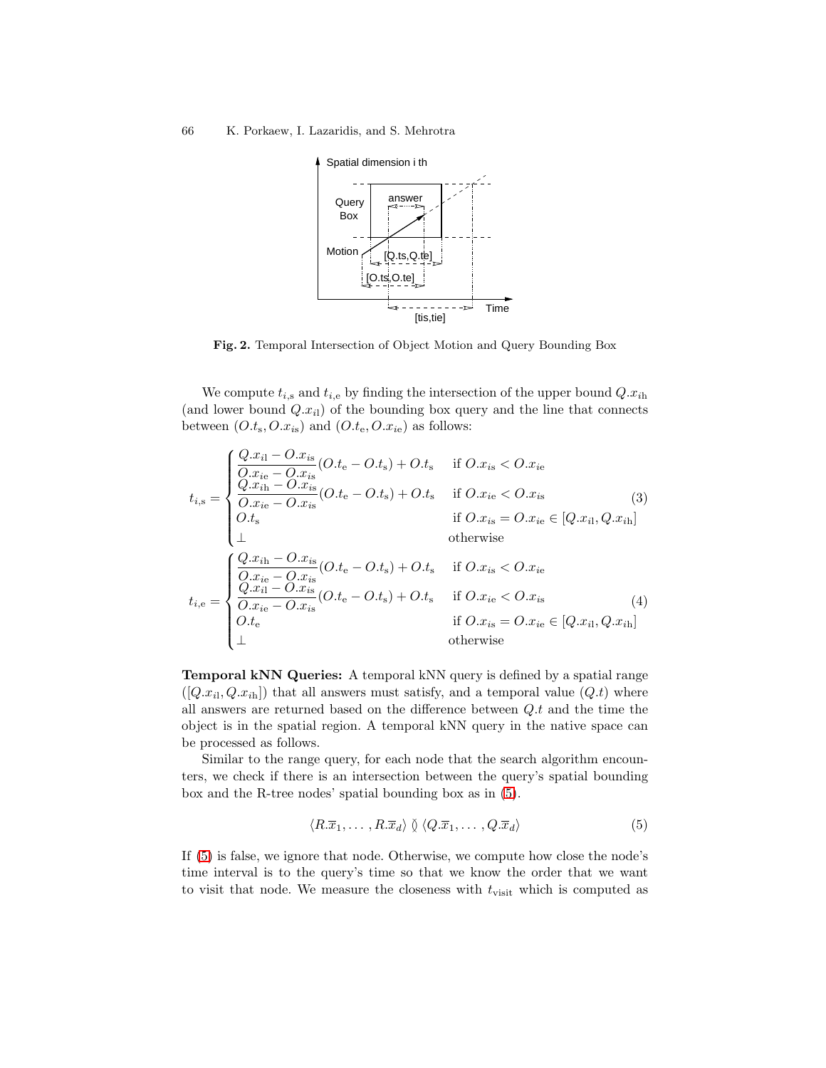Fig. 2. Temporal Intersection of Object Motion and Query Bounding Box

We compute $t_{i,\mathrm{s}}$ and $t_{i,\mathrm{e}}$ by finding the intersection of the upper bound $Q.x_{i\mathrm{h}}$ (and lower bound $Q.x_{i\mathrm{l}}$) of the bounding box query and the line that connects between $(O.t_\mathrm{s}, O.x_{i\mathrm{s}})$ and $(O.t_\mathrm{e}, O.x_{i\mathrm{e}})$ as follows:

$$t_{i,\mathrm{s}} = \begin{cases} \dfrac{Q.x_{i\mathrm{l}} - O.x_{i\mathrm{s}}}{O.x_{i\mathrm{e}} - O.x_{i\mathrm{s}}}(O.t_\mathrm{e} - O.t_\mathrm{s}) + O.t_\mathrm{s} & \text{if } O.x_{i\mathrm{s}} < O.x_{i\mathrm{e}} \\ \dfrac{Q.x_{i\mathrm{h}} - O.x_{i\mathrm{s}}}{O.x_{i\mathrm{e}} - O.x_{i\mathrm{s}}}(O.t_\mathrm{e} - O.t_\mathrm{s}) + O.t_\mathrm{s} & \text{if } O.x_{i\mathrm{e}} < O.x_{i\mathrm{s}} \\ O.t_\mathrm{s} & \text{if } O.x_{i\mathrm{s}} = O.x_{i\mathrm{e}} \in [Q.x_{i\mathrm{l}}, Q.x_{i\mathrm{h}}] \\ \perp & \text{otherwise} \end{cases} \tag{3}$$

$$t_{i,\mathrm{e}} = \begin{cases} \dfrac{Q.x_{i\mathrm{h}} - O.x_{i\mathrm{s}}}{O.x_{i\mathrm{e}} - O.x_{i\mathrm{s}}}(O.t_\mathrm{e} - O.t_\mathrm{s}) + O.t_\mathrm{s} & \text{if } O.x_{i\mathrm{s}} < O.x_{i\mathrm{e}} \\ \dfrac{Q.x_{i\mathrm{l}} - O.x_{i\mathrm{s}}}{O.x_{i\mathrm{e}} - O.x_{i\mathrm{s}}}(O.t_\mathrm{e} - O.t_\mathrm{s}) + O.t_\mathrm{s} & \text{if } O.x_{i\mathrm{e}} < O.x_{i\mathrm{s}} \\ O.t_\mathrm{e} & \text{if } O.x_{i\mathrm{s}} = O.x_{i\mathrm{e}} \in [Q.x_{i\mathrm{l}}, Q.x_{i\mathrm{h}}] \\ \perp & \text{otherwise} \end{cases} \tag{4}$$

**Temporal kNN Queries:** A temporal kNN query is defined by a spatial range ($[Q.x_{i\mathrm{l}}, Q.x_{i\mathrm{h}}]$) that all answers must satisfy, and a temporal value ($Q.t$) where all answers are returned based on the difference between $Q.t$ and the time the object is in the spatial region. A temporal kNN query in the native space can be processed as follows.

Similar to the range query, for each node that the search algorithm encounters, we check if there is an intersection between the query's spatial bounding box and the R-tree nodes' spatial bounding box as in (5).

$$\langle R.\overline{x}_1, \dots, R.\overline{x}_d \rangle \between \langle Q.\overline{x}_1, \dots, Q.\overline{x}_d \rangle \tag{5}$$

If (5) is false, we ignore that node. Otherwise, we compute how close the node's time interval is to the query's time so that we know the order that we want to visit that node. We measure the closeness with $t_\mathrm{visit}$ which is computed as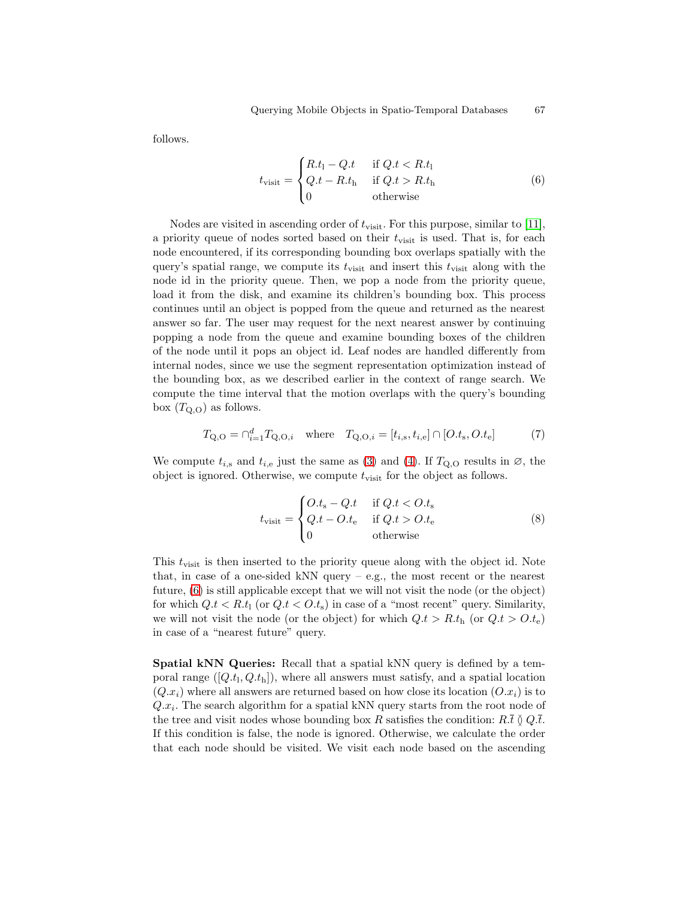follows.

$$
t_{\text{visit}} = \begin{cases} R.t_{\text{l}} - Q.t & \text{if } Q.t < R.t_{\text{l}} \\ Q.t - R.t_{\text{h}} & \text{if } Q.t > R.t_{\text{h}} \\ 0 & \text{otherwise} \end{cases} \tag{6}
$$

Nodes are visited in ascending order of $t_{\text{visit}}$. For this purpose, similar to [11], a priority queue of nodes sorted based on their $t_{\text{visit}}$ is used. That is, for each node encountered, if its corresponding bounding box overlaps spatially with the query's spatial range, we compute its $t_{\text{visit}}$ and insert this $t_{\text{visit}}$ along with the node id in the priority queue. Then, we pop a node from the priority queue, load it from the disk, and examine its children's bounding box. This process continues until an object is popped from the queue and returned as the nearest answer so far. The user may request for the next nearest answer by continuing popping a node from the queue and examine bounding boxes of the children of the node until it pops an object id. Leaf nodes are handled differently from internal nodes, since we use the segment representation optimization instead of the bounding box, as we described earlier in the context of range search. We compute the time interval that the motion overlaps with the query's bounding box ($T_{\text{Q,O}}$) as follows.

$$
T_{\text{Q,O}} = \cap_{i=1}^{d} T_{\text{Q,O},i} \quad \text{where} \quad T_{\text{Q,O},i} = [t_{i,\text{s}}, t_{i,\text{e}}] \cap [O.t_{\text{s}}, O.t_{\text{e}}] \tag{7}
$$

We compute $t_{i,\text{s}}$ and $t_{i,\text{e}}$ just the same as (3) and (4). If $T_{\text{Q,O}}$ results in $\varnothing$, the object is ignored. Otherwise, we compute $t_{\text{visit}}$ for the object as follows.

$$
t_{\text{visit}} = \begin{cases} O.t_{\text{s}} - Q.t & \text{if } Q.t < O.t_{\text{s}} \\ Q.t - O.t_{\text{e}} & \text{if } Q.t > O.t_{\text{e}} \\ 0 & \text{otherwise} \end{cases} \tag{8}
$$

This $t_{\text{visit}}$ is then inserted to the priority queue along with the object id. Note that, in case of a one-sided kNN query – e.g., the most recent or the nearest future, (6) is still applicable except that we will not visit the node (or the object) for which $Q.t < R.t_{\text{l}}$ (or $Q.t < O.t_{\text{s}}$) in case of a "most recent" query. Similarity, we will not visit the node (or the object) for which $Q.t > R.t_{\text{h}}$ (or $Q.t > O.t_{\text{e}}$) in case of a "nearest future" query.

**Spatial kNN Queries:** Recall that a spatial kNN query is defined by a temporal range ($[Q.t_{\text{l}}, Q.t_{\text{h}}]$), where all answers must satisfy, and a spatial location ($Q.x_i$) where all answers are returned based on how close its location ($O.x_i$) is to $Q.x_i$. The search algorithm for a spatial kNN query starts from the root node of the tree and visit nodes whose bounding box $R$ satisfies the condition: $R.\bar{t} \between Q.\bar{t}$. If this condition is false, the node is ignored. Otherwise, we calculate the order that each node should be visited. We visit each node based on the ascending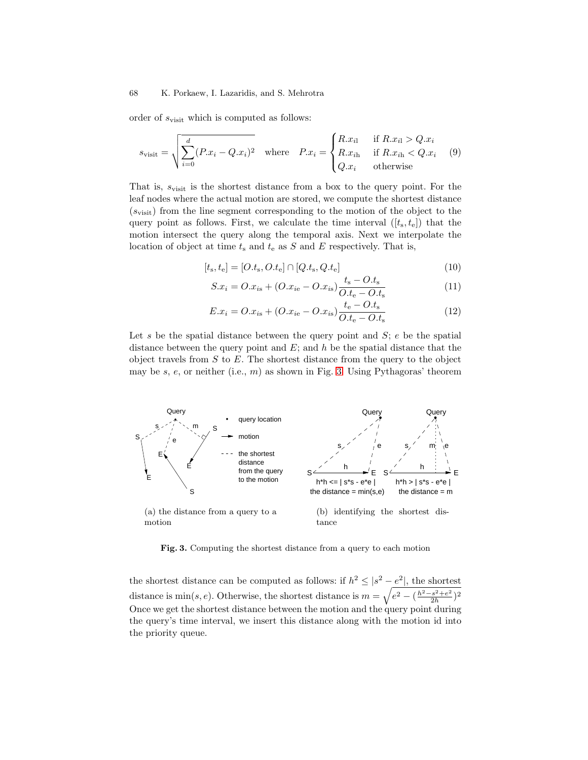order of $s_{\text{visit}}$ which is computed as follows:

$$s_{\text{visit}} = \sqrt{\sum_{i=0}^{d} (P.x_i - Q.x_i)^2} \quad \text{where} \quad P.x_i = \begin{cases} R.x_{i\text{l}} & \text{if } R.x_{i\text{l}} > Q.x_i \\ R.x_{i\text{h}} & \text{if } R.x_{i\text{h}} < Q.x_i \\ Q.x_i & \text{otherwise} \end{cases} \tag{9}$$

That is, $s_{\text{visit}}$ is the shortest distance from a box to the query point. For the leaf nodes where the actual motion are stored, we compute the shortest distance ($s_{\text{visit}}$) from the line segment corresponding to the motion of the object to the query point as follows. First, we calculate the time interval ($[t_{\text{s}}, t_{\text{e}}]$) that the motion intersect the query along the temporal axis. Next we interpolate the location of object at time $t_{\text{s}}$ and $t_{\text{e}}$ as $S$ and $E$ respectively. That is,

$$[t_{\text{s}}, t_{\text{e}}] = [O.t_{\text{s}}, O.t_{\text{e}}] \cap [Q.t_{\text{s}}, Q.t_{\text{e}}] \tag{10}$$

$$S.x_i = O.x_{i\text{s}} + (O.x_{i\text{e}} - O.x_{i\text{s}}) \frac{t_{\text{s}} - O.t_{\text{s}}}{O.t_{\text{e}} - O.t_{\text{s}}} \tag{11}$$

$$E.x_i = O.x_{i\text{s}} + (O.x_{i\text{e}} - O.x_{i\text{s}}) \frac{t_{\text{e}} - O.t_{\text{s}}}{O.t_{\text{e}} - O.t_{\text{s}}} \tag{12}$$

Let $s$ be the spatial distance between the query point and $S$; $e$ be the spatial distance between the query point and $E$; and $h$ be the spatial distance that the object travels from $S$ to $E$. The shortest distance from the query to the object may be $s$, $e$, or neither (i.e., $m$) as shown in Fig. 3. Using Pythagoras' theorem

(a) the distance from a query to a motion

(b) identifying the shortest distance

**Fig. 3.** Computing the shortest distance from a query to each motion

the shortest distance can be computed as follows: if $h^2 \leq |s^2 - e^2|$, the shortest distance is $\min(s, e)$. Otherwise, the shortest distance is $m = \sqrt{e^2 - (\frac{h^2 - s^2 + e^2}{2h})^2}$ Once we get the shortest distance between the motion and the query point during the query's time interval, we insert this distance along with the motion id into the priority queue.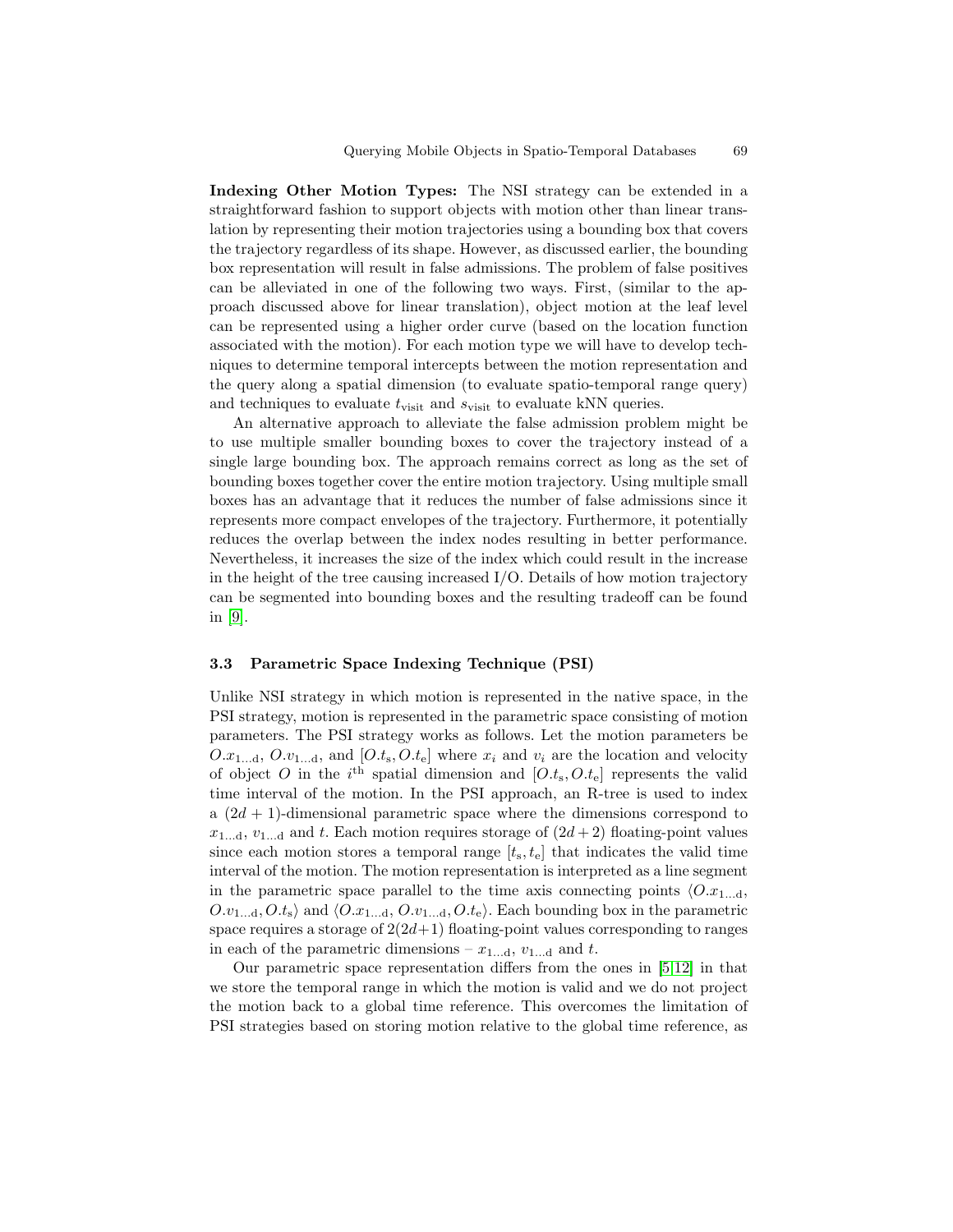**Indexing Other Motion Types:** The NSI strategy can be extended in a straightforward fashion to support objects with motion other than linear translation by representing their motion trajectories using a bounding box that covers the trajectory regardless of its shape. However, as discussed earlier, the bounding box representation will result in false admissions. The problem of false positives can be alleviated in one of the following two ways. First, (similar to the approach discussed above for linear translation), object motion at the leaf level can be represented using a higher order curve (based on the location function associated with the motion). For each motion type we will have to develop techniques to determine temporal intercepts between the motion representation and the query along a spatial dimension (to evaluate spatio-temporal range query) and techniques to evaluate $t_{\text{visit}}$ and $s_{\text{visit}}$ to evaluate kNN queries.

An alternative approach to alleviate the false admission problem might be to use multiple smaller bounding boxes to cover the trajectory instead of a single large bounding box. The approach remains correct as long as the set of bounding boxes together cover the entire motion trajectory. Using multiple small boxes has an advantage that it reduces the number of false admissions since it represents more compact envelopes of the trajectory. Furthermore, it potentially reduces the overlap between the index nodes resulting in better performance. Nevertheless, it increases the size of the index which could result in the increase in the height of the tree causing increased I/O. Details of how motion trajectory can be segmented into bounding boxes and the resulting tradeoff can be found in [9].

### 3.3 Parametric Space Indexing Technique (PSI)

Unlike NSI strategy in which motion is represented in the native space, in the PSI strategy, motion is represented in the parametric space consisting of motion parameters. The PSI strategy works as follows. Let the motion parameters be $O.x_{1\ldots d}$, $O.v_{1\ldots d}$, and $[O.t_s, O.t_e]$ where $x_i$ and $v_i$ are the location and velocity of object $O$ in the $i^{\text{th}}$ spatial dimension and $[O.t_s, O.t_e]$ represents the valid time interval of the motion. In the PSI approach, an R-tree is used to index a $(2d+1)$-dimensional parametric space where the dimensions correspond to $x_{1\ldots d}$, $v_{1\ldots d}$ and $t$. Each motion requires storage of $(2d+2)$ floating-point values since each motion stores a temporal range $[t_s, t_e]$ that indicates the valid time interval of the motion. The motion representation is interpreted as a line segment in the parametric space parallel to the time axis connecting points $\langle O.x_{1\ldots d}, O.v_{1\ldots d}, O.t_s\rangle$ and $\langle O.x_{1\ldots d}, O.v_{1\ldots d}, O.t_e\rangle$. Each bounding box in the parametric space requires a storage of $2(2d+1)$ floating-point values corresponding to ranges in each of the parametric dimensions – $x_{1\ldots d}$, $v_{1\ldots d}$ and $t$.

Our parametric space representation differs from the ones in [5,12] in that we store the temporal range in which the motion is valid and we do not project the motion back to a global time reference. This overcomes the limitation of PSI strategies based on storing motion relative to the global time reference, as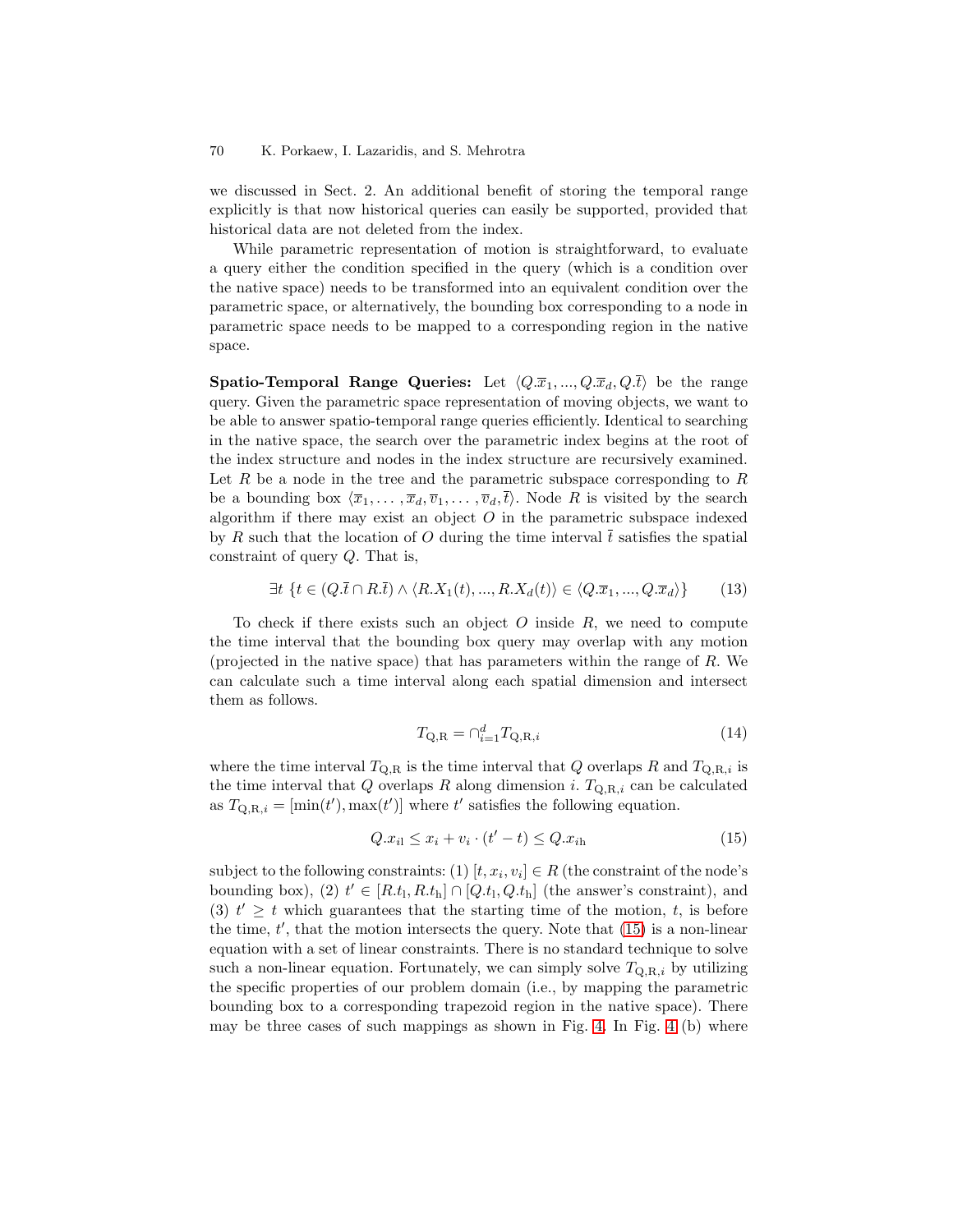we discussed in Sect. 2. An additional benefit of storing the temporal range explicitly is that now historical queries can easily be supported, provided that historical data are not deleted from the index.

While parametric representation of motion is straightforward, to evaluate a query either the condition specified in the query (which is a condition over the native space) needs to be transformed into an equivalent condition over the parametric space, or alternatively, the bounding box corresponding to a node in parametric space needs to be mapped to a corresponding region in the native space.

**Spatio-Temporal Range Queries:** Let $\langle Q.\overline{x}_1, ..., Q.\overline{x}_d, Q.\overline{t}\rangle$ be the range query. Given the parametric space representation of moving objects, we want to be able to answer spatio-temporal range queries efficiently. Identical to searching in the native space, the search over the parametric index begins at the root of the index structure and nodes in the index structure are recursively examined. Let $R$ be a node in the tree and the parametric subspace corresponding to $R$ be a bounding box $\langle \overline{x}_1, \ldots, \overline{x}_d, \overline{v}_1, \ldots, \overline{v}_d, \overline{t}\rangle$. Node $R$ is visited by the search algorithm if there may exist an object $O$ in the parametric subspace indexed by $R$ such that the location of $O$ during the time interval $\overline{t}$ satisfies the spatial constraint of query $Q$. That is,

$$\exists t \; \{t \in (Q.\overline{t} \cap R.\overline{t}) \wedge \langle R.X_1(t), ..., R.X_d(t)\rangle \in \langle Q.\overline{x}_1, ..., Q.\overline{x}_d\rangle\} \tag{13}$$

To check if there exists such an object $O$ inside $R$, we need to compute the time interval that the bounding box query may overlap with any motion (projected in the native space) that has parameters within the range of $R$. We can calculate such a time interval along each spatial dimension and intersect them as follows.

$$T_{\mathrm{Q,R}} = \cap_{i=1}^{d} T_{\mathrm{Q,R},i} \tag{14}$$

where the time interval $T_{\mathrm{Q,R}}$ is the time interval that $Q$ overlaps $R$ and $T_{\mathrm{Q,R},i}$ is the time interval that $Q$ overlaps $R$ along dimension $i$. $T_{\mathrm{Q,R},i}$ can be calculated as $T_{\mathrm{Q,R},i} = [\min(t'), \max(t')]$ where $t'$ satisfies the following equation.

$$Q.x_{i\mathrm{l}} \leq x_i + v_i \cdot (t' - t) \leq Q.x_{i\mathrm{h}} \tag{15}$$

subject to the following constraints: (1) $[t, x_i, v_i] \in R$ (the constraint of the node's bounding box), (2) $t' \in [R.t_{\mathrm{l}}, R.t_{\mathrm{h}}] \cap [Q.t_{\mathrm{l}}, Q.t_{\mathrm{h}}]$ (the answer's constraint), and (3) $t' \geq t$ which guarantees that the starting time of the motion, $t$, is before the time, $t'$, that the motion intersects the query. Note that (15) is a non-linear equation with a set of linear constraints. There is no standard technique to solve such a non-linear equation. Fortunately, we can simply solve $T_{\mathrm{Q,R},i}$ by utilizing the specific properties of our problem domain (i.e., by mapping the parametric bounding box to a corresponding trapezoid region in the native space). There may be three cases of such mappings as shown in Fig. 4. In Fig. 4 (b) where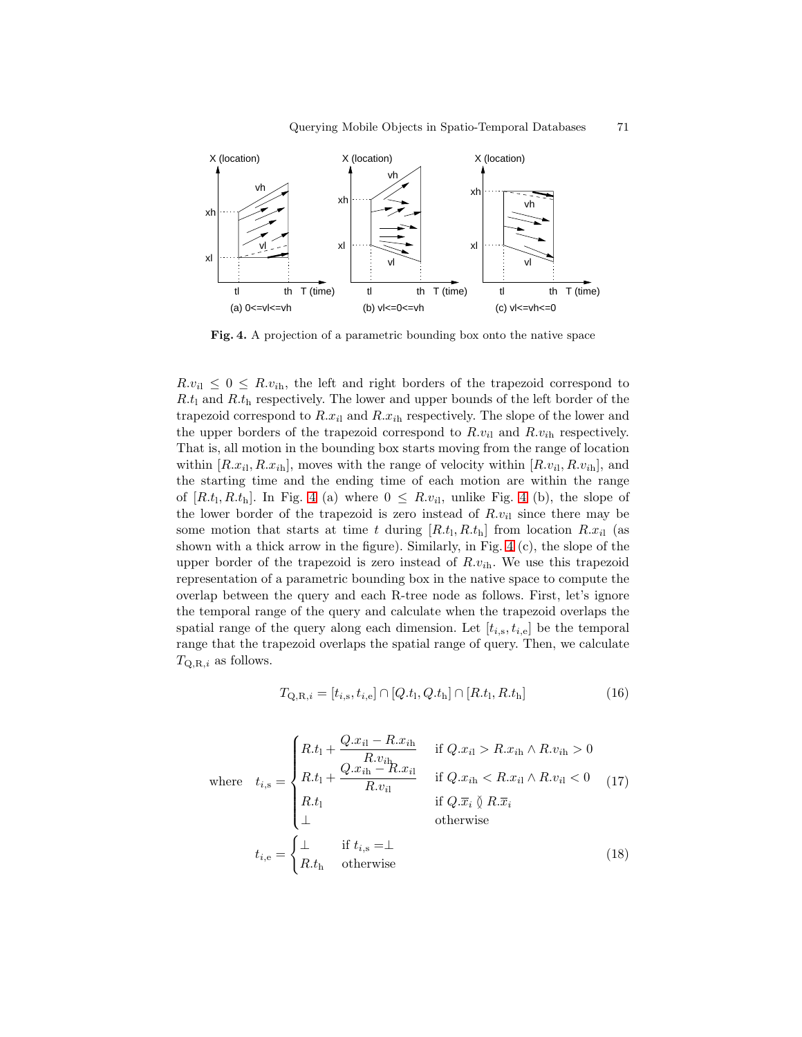Fig. 4. A projection of a parametric bounding box onto the native space

$R.v_{i\mathrm{l}} \leq 0 \leq R.v_{i\mathrm{h}}$, the left and right borders of the trapezoid correspond to $R.t_{\mathrm{l}}$ and $R.t_{\mathrm{h}}$ respectively. The lower and upper bounds of the left border of the trapezoid correspond to $R.x_{i\mathrm{l}}$ and $R.x_{i\mathrm{h}}$ respectively. The slope of the lower and the upper borders of the trapezoid correspond to $R.v_{i\mathrm{l}}$ and $R.v_{i\mathrm{h}}$ respectively. That is, all motion in the bounding box starts moving from the range of location within $[R.x_{i\mathrm{l}}, R.x_{i\mathrm{h}}]$, moves with the range of velocity within $[R.v_{i\mathrm{l}}, R.v_{i\mathrm{h}}]$, and the starting time and the ending time of each motion are within the range of $[R.t_{\mathrm{l}}, R.t_{\mathrm{h}}]$. In Fig. 4 (a) where $0 \leq R.v_{i\mathrm{l}}$, unlike Fig. 4 (b), the slope of the lower border of the trapezoid is zero instead of $R.v_{i\mathrm{l}}$ since there may be some motion that starts at time $t$ during $[R.t_{\mathrm{l}}, R.t_{\mathrm{h}}]$ from location $R.x_{i\mathrm{l}}$ (as shown with a thick arrow in the figure). Similarly, in Fig. 4 (c), the slope of the upper border of the trapezoid is zero instead of $R.v_{i\mathrm{h}}$. We use this trapezoid representation of a parametric bounding box in the native space to compute the overlap between the query and each R-tree node as follows. First, let's ignore the temporal range of the query and calculate when the trapezoid overlaps the spatial range of the query along each dimension. Let $[t_{i,\mathrm{s}}, t_{i,\mathrm{e}}]$ be the temporal range that the trapezoid overlaps the spatial range of query. Then, we calculate $T_{\mathrm{Q,R},i}$ as follows.

$$T_{\mathrm{Q,R},i} = [t_{i,\mathrm{s}}, t_{i,\mathrm{e}}] \cap [Q.t_{\mathrm{l}}, Q.t_{\mathrm{h}}] \cap [R.t_{\mathrm{l}}, R.t_{\mathrm{h}}] \tag{16}$$

$$\text{where} \quad t_{i,\mathrm{s}} = \begin{cases} R.t_{\mathrm{l}} + \dfrac{Q.x_{i\mathrm{l}} - R.x_{i\mathrm{h}}}{R.v_{i\mathrm{h}}} & \text{if } Q.x_{i\mathrm{l}} > R.x_{i\mathrm{h}} \wedge R.v_{i\mathrm{h}} > 0 \\ R.t_{\mathrm{l}} + \dfrac{Q.x_{i\mathrm{h}} - R.x_{i\mathrm{l}}}{R.v_{i\mathrm{l}}} & \text{if } Q.x_{i\mathrm{h}} < R.x_{i\mathrm{l}} \wedge R.v_{i\mathrm{l}} < 0 \\ R.t_{\mathrm{l}} & \text{if } Q.\overline{x}_i \between R.\overline{x}_i \\ \perp & \text{otherwise} \end{cases} \tag{17}$$

$$t_{i,\mathrm{e}} = \begin{cases} \perp & \text{if } t_{i,\mathrm{s}} = \perp \\ R.t_{\mathrm{h}} & \text{otherwise} \end{cases} \tag{18}$$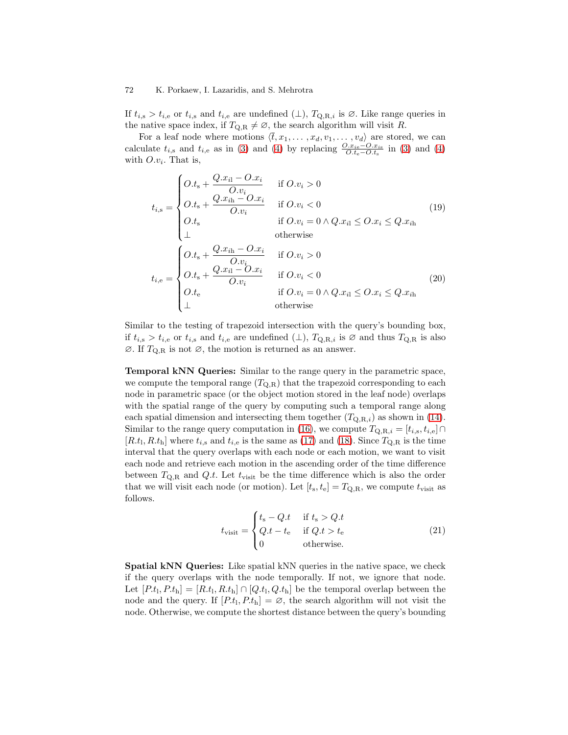If $t_{i,\mathrm{s}} > t_{i,\mathrm{e}}$ or $t_{i,\mathrm{s}}$ and $t_{i,\mathrm{e}}$ are undefined ($\perp$), $T_{\mathrm{Q,R},i}$ is $\varnothing$. Like range queries in the native space index, if $T_{\mathrm{Q,R}} \neq \varnothing$, the search algorithm will visit $R$.

For a leaf node where motions $\langle \bar{t}, x_1, \ldots, x_d, v_1, \ldots, v_d \rangle$ are stored, we can calculate $t_{i,\mathrm{s}}$ and $t_{i,\mathrm{e}}$ as in (3) and (4) by replacing $\frac{O.x_{i\mathrm{e}} - O.x_{i\mathrm{s}}}{O.t_{\mathrm{e}} - O.t_{\mathrm{s}}}$ in (3) and (4) with $O.v_i$. That is,

$$
t_{i,\mathrm{s}} = \begin{cases} O.t_{\mathrm{s}} + \dfrac{Q.x_{i\mathrm{l}} - O.x_i}{O.v_i} & \text{if } O.v_i > 0 \\ O.t_{\mathrm{s}} + \dfrac{Q.x_{i\mathrm{h}} - O.x_i}{O.v_i} & \text{if } O.v_i < 0 \\ O.t_{\mathrm{s}} & \text{if } O.v_i = 0 \wedge Q.x_{i\mathrm{l}} \leq O.x_i \leq Q.x_{i\mathrm{h}} \\ \perp & \text{otherwise} \end{cases} \tag{19}
$$

$$
t_{i,\mathrm{e}} = \begin{cases} O.t_{\mathrm{s}} + \dfrac{Q.x_{i\mathrm{h}} - O.x_i}{O.v_i} & \text{if } O.v_i > 0 \\ O.t_{\mathrm{s}} + \dfrac{Q.x_{i\mathrm{l}} - O.x_i}{O.v_i} & \text{if } O.v_i < 0 \\ O.t_{\mathrm{e}} & \text{if } O.v_i = 0 \wedge Q.x_{i\mathrm{l}} \leq O.x_i \leq Q.x_{i\mathrm{h}} \\ \perp & \text{otherwise} \end{cases} \tag{20}
$$

Similar to the testing of trapezoid intersection with the query's bounding box, if $t_{i,\mathrm{s}} > t_{i,\mathrm{e}}$ or $t_{i,\mathrm{s}}$ and $t_{i,\mathrm{e}}$ are undefined ($\perp$), $T_{\mathrm{Q,R},i}$ is $\varnothing$ and thus $T_{\mathrm{Q,R}}$ is also $\varnothing$. If $T_{\mathrm{Q,R}}$ is not $\varnothing$, the motion is returned as an answer.

**Temporal kNN Queries:** Similar to the range query in the parametric space, we compute the temporal range ($T_{\mathrm{Q,R}}$) that the trapezoid corresponding to each node in parametric space (or the object motion stored in the leaf node) overlaps with the spatial range of the query by computing such a temporal range along each spatial dimension and intersecting them together ($T_{\mathrm{Q,R},i}$) as shown in (14). Similar to the range query computation in (16), we compute $T_{\mathrm{Q,R},i} = [t_{i,\mathrm{s}}, t_{i,\mathrm{e}}] \cap [R.t_{\mathrm{l}}, R.t_{\mathrm{h}}]$ where $t_{i,\mathrm{s}}$ and $t_{i,\mathrm{e}}$ is the same as (17) and (18). Since $T_{\mathrm{Q,R}}$ is the time interval that the query overlaps with each node or each motion, we want to visit each node and retrieve each motion in the ascending order of the time difference between $T_{\mathrm{Q,R}}$ and $Q.t$. Let $t_{\mathrm{visit}}$ be the time difference which is also the order that we will visit each node (or motion). Let $[t_{\mathrm{s}}, t_{\mathrm{e}}] = T_{\mathrm{Q,R}}$, we compute $t_{\mathrm{visit}}$ as follows.

$$
t_{\mathrm{visit}} = \begin{cases} t_{\mathrm{s}} - Q.t & \text{if } t_{\mathrm{s}} > Q.t \\ Q.t - t_{\mathrm{e}} & \text{if } Q.t > t_{\mathrm{e}} \\ 0 & \text{otherwise.} \end{cases} \tag{21}
$$

**Spatial kNN Queries:** Like spatial kNN queries in the native space, we check if the query overlaps with the node temporally. If not, we ignore that node. Let $[P.t_{\mathrm{l}}, P.t_{\mathrm{h}}] = [R.t_{\mathrm{l}}, R.t_{\mathrm{h}}] \cap [Q.t_{\mathrm{l}}, Q.t_{\mathrm{h}}]$ be the temporal overlap between the node and the query. If $[P.t_{\mathrm{l}}, P.t_{\mathrm{h}}] = \varnothing$, the search algorithm will not visit the node. Otherwise, we compute the shortest distance between the query's bounding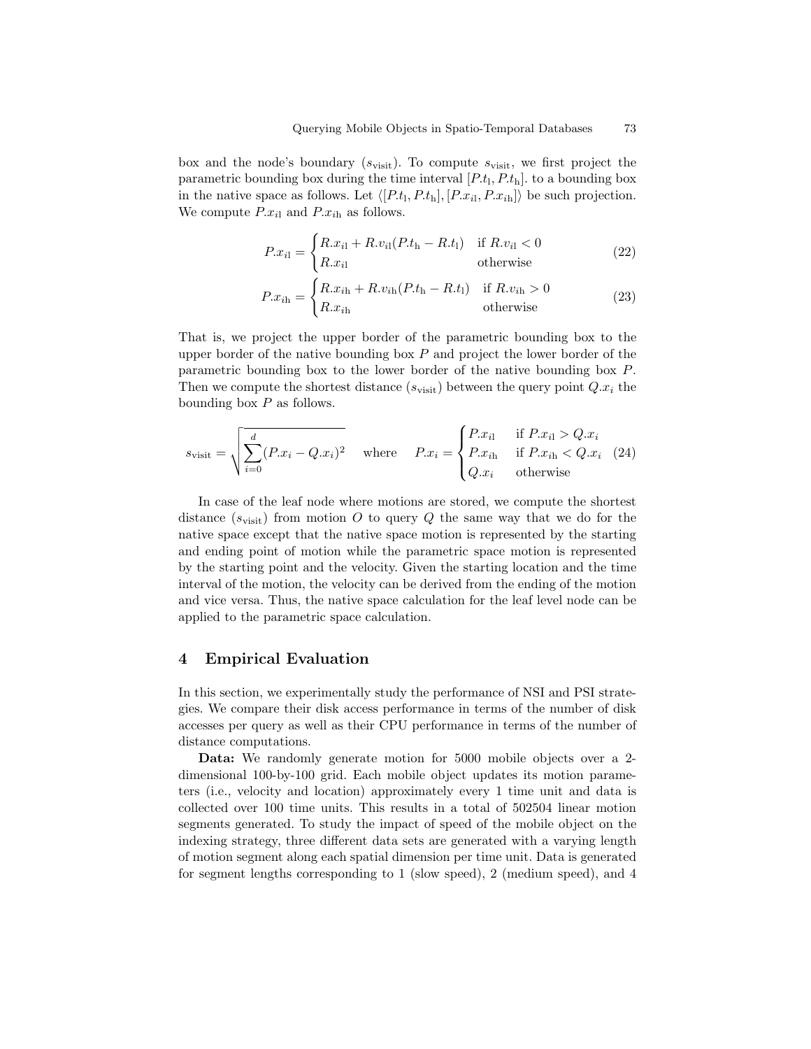box and the node's boundary ($s_{\text{visit}}$). To compute $s_{\text{visit}}$, we first project the parametric bounding box during the time interval $[P.t_{\text{l}}, P.t_{\text{h}}]$. to a bounding box in the native space as follows. Let $\langle [P.t_{\text{l}}, P.t_{\text{h}}], [P.x_{i\text{l}}, P.x_{i\text{h}}] \rangle$ be such projection. We compute $P.x_{i\text{l}}$ and $P.x_{i\text{h}}$ as follows.

$$P.x_{i\text{l}} = \begin{cases} R.x_{i\text{l}} + R.v_{i\text{l}}(P.t_{\text{h}} - R.t_{\text{l}}) & \text{if } R.v_{i\text{l}} < 0 \\ R.x_{i\text{l}} & \text{otherwise} \end{cases} \tag{22}$$

$$P.x_{i\text{h}} = \begin{cases} R.x_{i\text{h}} + R.v_{i\text{h}}(P.t_{\text{h}} - R.t_{\text{l}}) & \text{if } R.v_{i\text{h}} > 0 \\ R.x_{i\text{h}} & \text{otherwise} \end{cases} \tag{23}$$

That is, we project the upper border of the parametric bounding box to the upper border of the native bounding box $P$ and project the lower border of the parametric bounding box to the lower border of the native bounding box $P$. Then we compute the shortest distance ($s_{\text{visit}}$) between the query point $Q.x_i$ the bounding box $P$ as follows.

$$s_{\text{visit}} = \sqrt{\sum_{i=0}^{d} (P.x_i - Q.x_i)^2} \quad \text{where} \quad P.x_i = \begin{cases} P.x_{i\text{l}} & \text{if } P.x_{i\text{l}} > Q.x_i \\ P.x_{i\text{h}} & \text{if } P.x_{i\text{h}} < Q.x_i \\ Q.x_i & \text{otherwise} \end{cases} \tag{24}$$

In case of the leaf node where motions are stored, we compute the shortest distance ($s_{\text{visit}}$) from motion $O$ to query $Q$ the same way that we do for the native space except that the native space motion is represented by the starting and ending point of motion while the parametric space motion is represented by the starting point and the velocity. Given the starting location and the time interval of the motion, the velocity can be derived from the ending of the motion and vice versa. Thus, the native space calculation for the leaf level node can be applied to the parametric space calculation.

## 4 Empirical Evaluation

In this section, we experimentally study the performance of NSI and PSI strategies. We compare their disk access performance in terms of the number of disk accesses per query as well as their CPU performance in terms of the number of distance computations.

**Data:** We randomly generate motion for 5000 mobile objects over a 2-dimensional 100-by-100 grid. Each mobile object updates its motion parameters (i.e., velocity and location) approximately every 1 time unit and data is collected over 100 time units. This results in a total of 502504 linear motion segments generated. To study the impact of speed of the mobile object on the indexing strategy, three different data sets are generated with a varying length of motion segment along each spatial dimension per time unit. Data is generated for segment lengths corresponding to 1 (slow speed), 2 (medium speed), and 4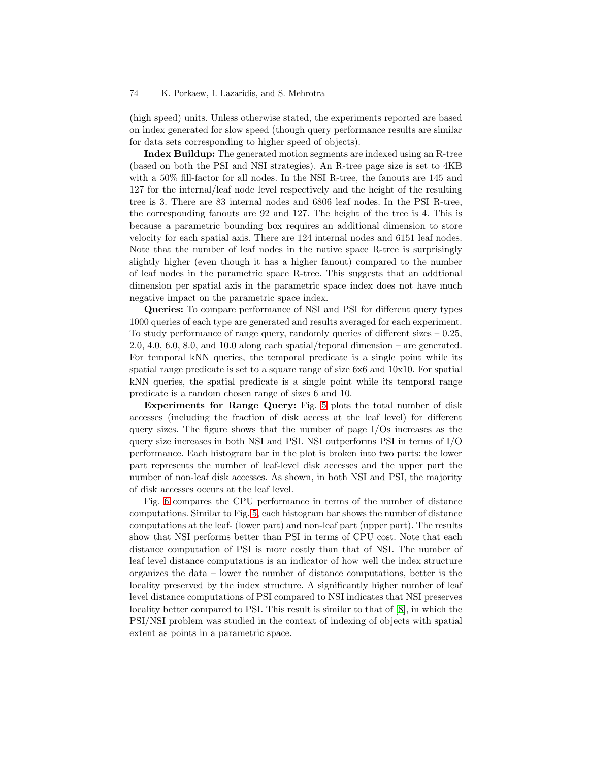(high speed) units. Unless otherwise stated, the experiments reported are based on index generated for slow speed (though query performance results are similar for data sets corresponding to higher speed of objects).

**Index Buildup:** The generated motion segments are indexed using an R-tree (based on both the PSI and NSI strategies). An R-tree page size is set to 4KB with a 50% fill-factor for all nodes. In the NSI R-tree, the fanouts are 145 and 127 for the internal/leaf node level respectively and the height of the resulting tree is 3. There are 83 internal nodes and 6806 leaf nodes. In the PSI R-tree, the corresponding fanouts are 92 and 127. The height of the tree is 4. This is because a parametric bounding box requires an additional dimension to store velocity for each spatial axis. There are 124 internal nodes and 6151 leaf nodes. Note that the number of leaf nodes in the native space R-tree is surprisingly slightly higher (even though it has a higher fanout) compared to the number of leaf nodes in the parametric space R-tree. This suggests that an addtional dimension per spatial axis in the parametric space index does not have much negative impact on the parametric space index.

**Queries:** To compare performance of NSI and PSI for different query types 1000 queries of each type are generated and results averaged for each experiment. To study performance of range query, randomly queries of different sizes – 0.25, 2.0, 4.0, 6.0, 8.0, and 10.0 along each spatial/teporal dimension – are generated. For temporal kNN queries, the temporal predicate is a single point while its spatial range predicate is set to a square range of size 6x6 and 10x10. For spatial kNN queries, the spatial predicate is a single point while its temporal range predicate is a random chosen range of sizes 6 and 10.

**Experiments for Range Query:** Fig. 5 plots the total number of disk accesses (including the fraction of disk access at the leaf level) for different query sizes. The figure shows that the number of page I/Os increases as the query size increases in both NSI and PSI. NSI outperforms PSI in terms of I/O performance. Each histogram bar in the plot is broken into two parts: the lower part represents the number of leaf-level disk accesses and the upper part the number of non-leaf disk accesses. As shown, in both NSI and PSI, the majority of disk accesses occurs at the leaf level.

Fig. 6 compares the CPU performance in terms of the number of distance computations. Similar to Fig. 5, each histogram bar shows the number of distance computations at the leaf- (lower part) and non-leaf part (upper part). The results show that NSI performs better than PSI in terms of CPU cost. Note that each distance computation of PSI is more costly than that of NSI. The number of leaf level distance computations is an indicator of how well the index structure organizes the data – lower the number of distance computations, better is the locality preserved by the index structure. A significantly higher number of leaf level distance computations of PSI compared to NSI indicates that NSI preserves locality better compared to PSI. This result is similar to that of [8], in which the PSI/NSI problem was studied in the context of indexing of objects with spatial extent as points in a parametric space.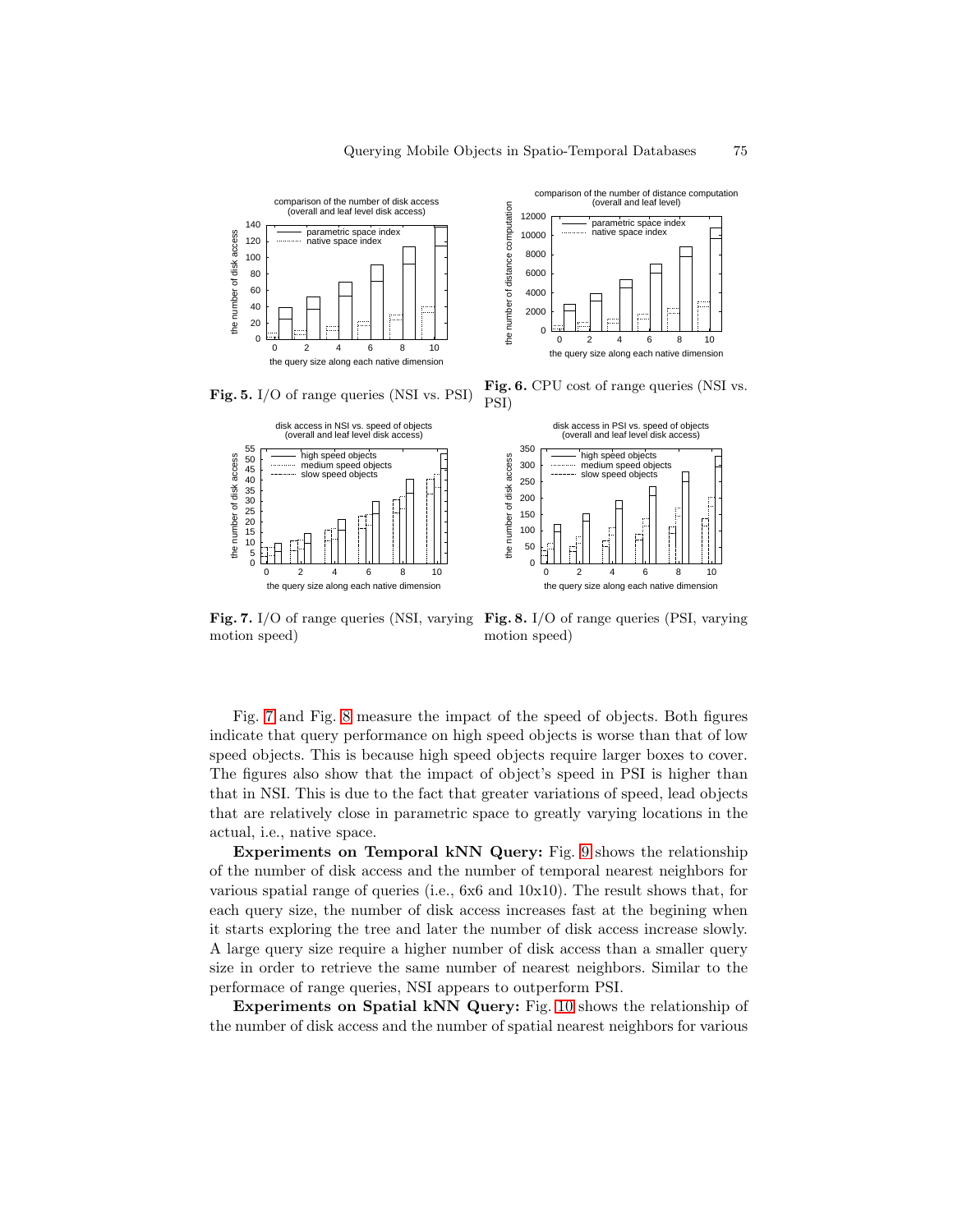Fig. 5. I/O of range queries (NSI vs. PSI)

Fig. 6. CPU cost of range queries (NSI vs. PSI)

Fig. 7. I/O of range queries (NSI, varying motion speed)

Fig. 8. I/O of range queries (PSI, varying motion speed)

Fig. 7 and Fig. 8 measure the impact of the speed of objects. Both figures indicate that query performance on high speed objects is worse than that of low speed objects. This is because high speed objects require larger boxes to cover. The figures also show that the impact of object's speed in PSI is higher than that in NSI. This is due to the fact that greater variations of speed, lead objects that are relatively close in parametric space to greatly varying locations in the actual, i.e., native space.

**Experiments on Temporal kNN Query:** Fig. 9 shows the relationship of the number of disk access and the number of temporal nearest neighbors for various spatial range of queries (i.e., 6x6 and 10x10). The result shows that, for each query size, the number of disk access increases fast at the begining when it starts exploring the tree and later the number of disk access increase slowly. A large query size require a higher number of disk access than a smaller query size in order to retrieve the same number of nearest neighbors. Similar to the performace of range queries, NSI appears to outperform PSI.

**Experiments on Spatial kNN Query:** Fig. 10 shows the relationship of the number of disk access and the number of spatial nearest neighbors for various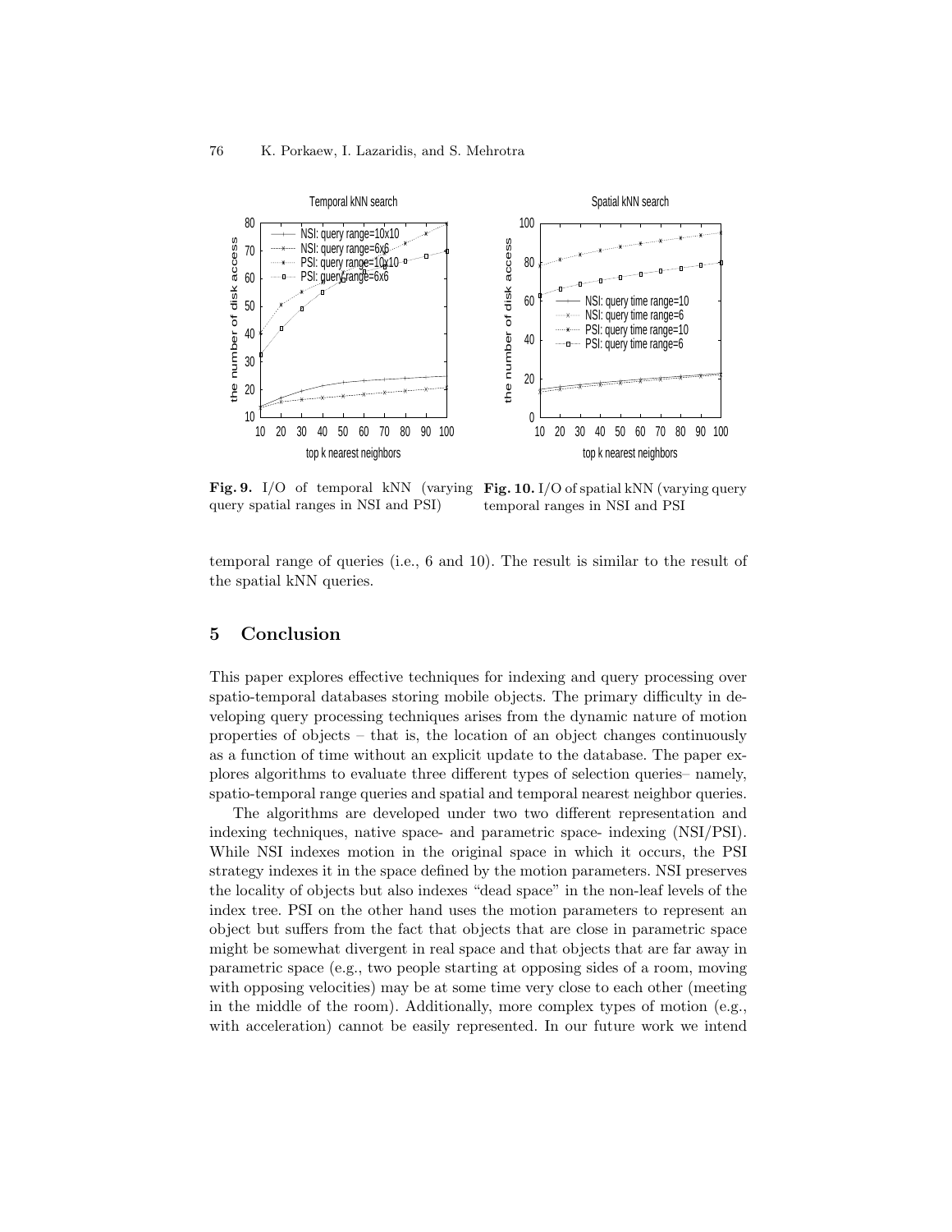**Fig. 9.** I/O of temporal kNN (varying query spatial ranges in NSI and PSI)

**Fig. 10.** I/O of spatial kNN (varying query temporal ranges in NSI and PSI

temporal range of queries (i.e., 6 and 10). The result is similar to the result of the spatial kNN queries.

## 5 Conclusion

This paper explores effective techniques for indexing and query processing over spatio-temporal databases storing mobile objects. The primary difficulty in developing query processing techniques arises from the dynamic nature of motion properties of objects – that is, the location of an object changes continuously as a function of time without an explicit update to the database. The paper explores algorithms to evaluate three different types of selection queries– namely, spatio-temporal range queries and spatial and temporal nearest neighbor queries.

The algorithms are developed under two two different representation and indexing techniques, native space- and parametric space- indexing (NSI/PSI). While NSI indexes motion in the original space in which it occurs, the PSI strategy indexes it in the space defined by the motion parameters. NSI preserves the locality of objects but also indexes "dead space" in the non-leaf levels of the index tree. PSI on the other hand uses the motion parameters to represent an object but suffers from the fact that objects that are close in parametric space might be somewhat divergent in real space and that objects that are far away in parametric space (e.g., two people starting at opposing sides of a room, moving with opposing velocities) may be at some time very close to each other (meeting in the middle of the room). Additionally, more complex types of motion (e.g., with acceleration) cannot be easily represented. In our future work we intend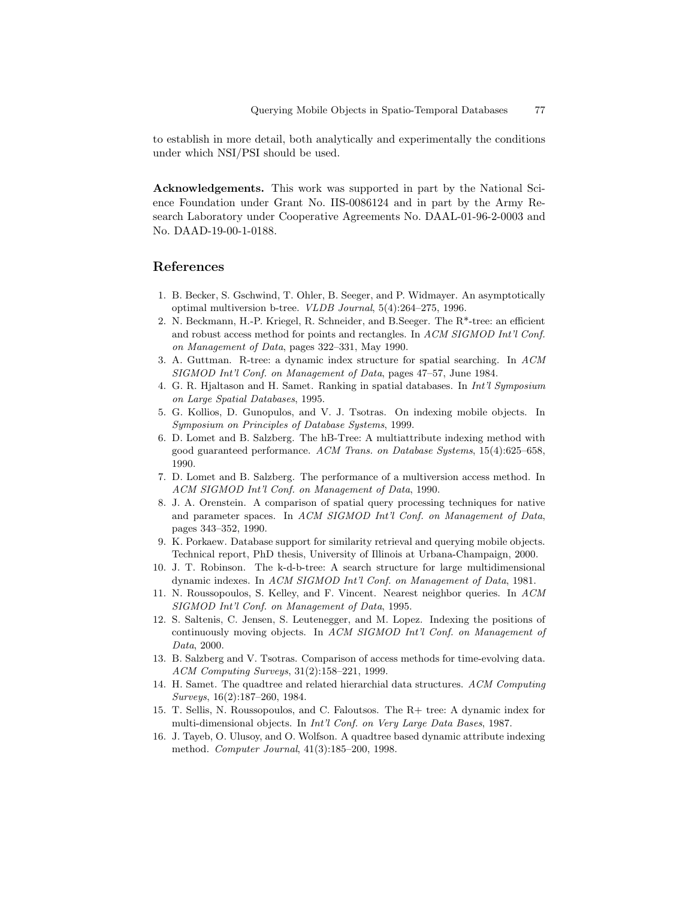to establish in more detail, both analytically and experimentally the conditions under which NSI/PSI should be used.

**Acknowledgements.** This work was supported in part by the National Science Foundation under Grant No. IIS-0086124 and in part by the Army Research Laboratory under Cooperative Agreements No. DAAL-01-96-2-0003 and No. DAAD-19-00-1-0188.

## References

1. B. Becker, S. Gschwind, T. Ohler, B. Seeger, and P. Widmayer. An asymptotically optimal multiversion b-tree. *VLDB Journal*, 5(4):264–275, 1996.
2. N. Beckmann, H.-P. Kriegel, R. Schneider, and B.Seeger. The R*-tree: an efficient and robust access method for points and rectangles. In *ACM SIGMOD Int'l Conf. on Management of Data*, pages 322–331, May 1990.
3. A. Guttman. R-tree: a dynamic index structure for spatial searching. In *ACM SIGMOD Int'l Conf. on Management of Data*, pages 47–57, June 1984.
4. G. R. Hjaltason and H. Samet. Ranking in spatial databases. In *Int'l Symposium on Large Spatial Databases*, 1995.
5. G. Kollios, D. Gunopulos, and V. J. Tsotras. On indexing mobile objects. In *Symposium on Principles of Database Systems*, 1999.
6. D. Lomet and B. Salzberg. The hB-Tree: A multiattribute indexing method with good guaranteed performance. *ACM Trans. on Database Systems*, 15(4):625–658, 1990.
7. D. Lomet and B. Salzberg. The performance of a multiversion access method. In *ACM SIGMOD Int'l Conf. on Management of Data*, 1990.
8. J. A. Orenstein. A comparison of spatial query processing techniques for native and parameter spaces. In *ACM SIGMOD Int'l Conf. on Management of Data*, pages 343–352, 1990.
9. K. Porkaew. Database support for similarity retrieval and querying mobile objects. Technical report, PhD thesis, University of Illinois at Urbana-Champaign, 2000.
10. J. T. Robinson. The k-d-b-tree: A search structure for large multidimensional dynamic indexes. In *ACM SIGMOD Int'l Conf. on Management of Data*, 1981.
11. N. Roussopoulos, S. Kelley, and F. Vincent. Nearest neighbor queries. In *ACM SIGMOD Int'l Conf. on Management of Data*, 1995.
12. S. Saltenis, C. Jensen, S. Leutenegger, and M. Lopez. Indexing the positions of continuously moving objects. In *ACM SIGMOD Int'l Conf. on Management of Data*, 2000.
13. B. Salzberg and V. Tsotras. Comparison of access methods for time-evolving data. *ACM Computing Surveys*, 31(2):158–221, 1999.
14. H. Samet. The quadtree and related hierarchial data structures. *ACM Computing Surveys*, 16(2):187–260, 1984.
15. T. Sellis, N. Roussopoulos, and C. Faloutsos. The R+ tree: A dynamic index for multi-dimensional objects. In *Int'l Conf. on Very Large Data Bases*, 1987.
16. J. Tayeb, O. Ulusoy, and O. Wolfson. A quadtree based dynamic attribute indexing method. *Computer Journal*, 41(3):185–200, 1998.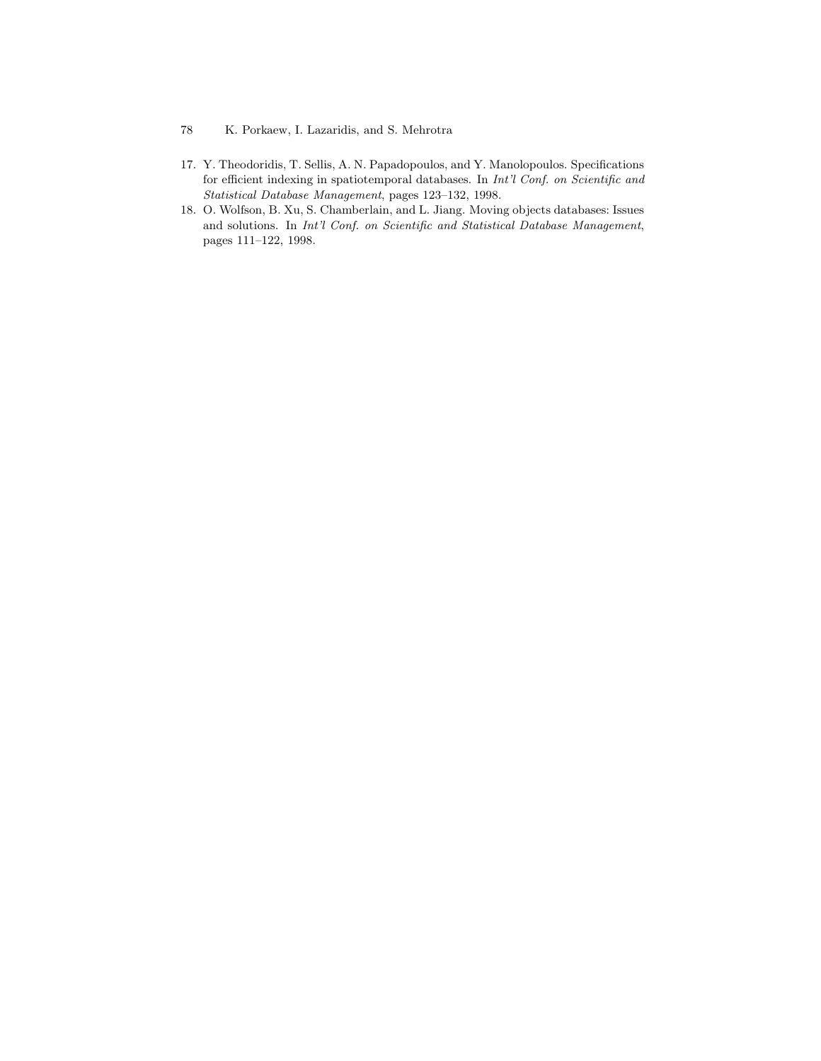17. Y. Theodoridis, T. Sellis, A. N. Papadopoulos, and Y. Manolopoulos. Specifications for efficient indexing in spatiotemporal databases. In *Int'l Conf. on Scientific and Statistical Database Management*, pages 123–132, 1998.
18. O. Wolfson, B. Xu, S. Chamberlain, and L. Jiang. Moving objects databases: Issues and solutions. In *Int'l Conf. on Scientific and Statistical Database Management*, pages 111–122, 1998.